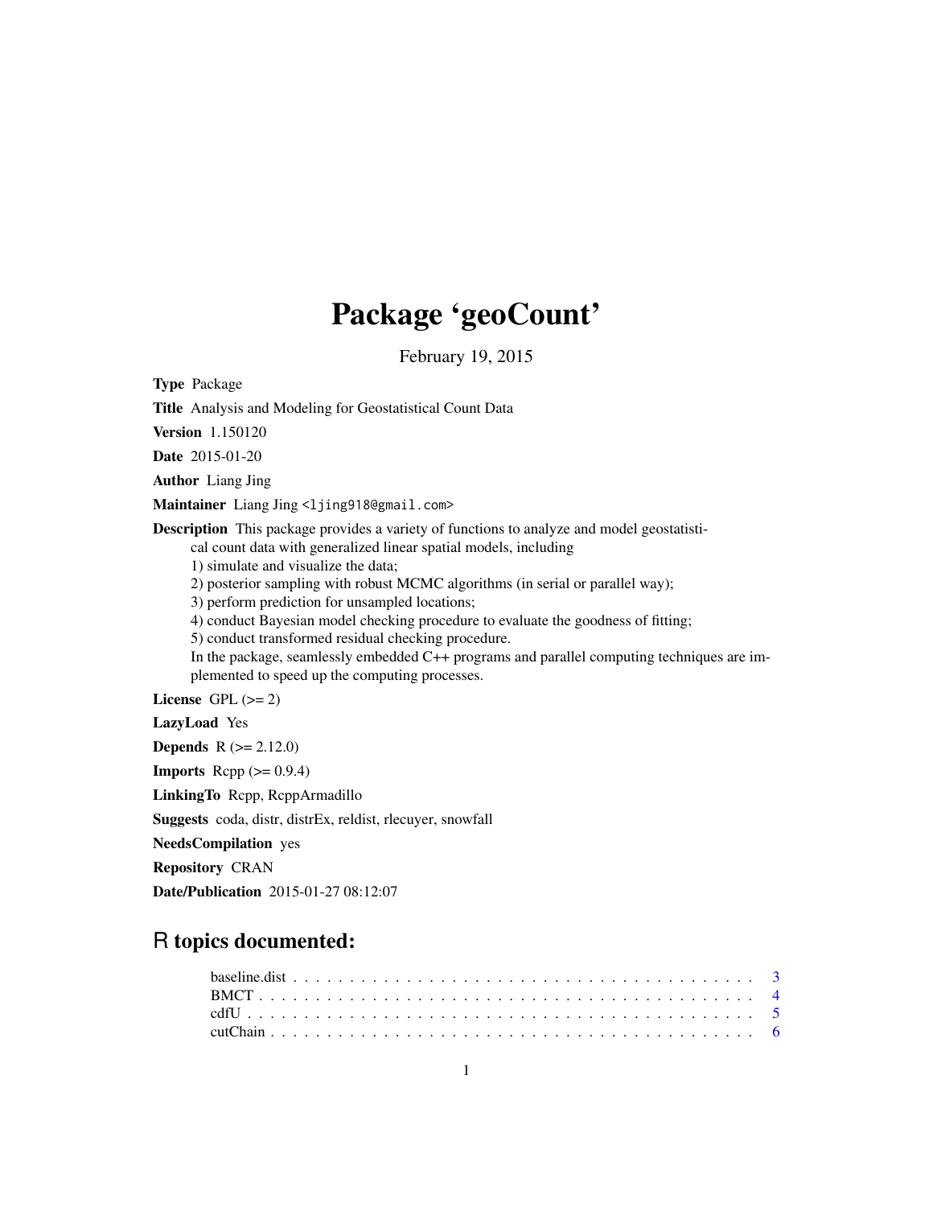# Package 'geoCount'

February 19, 2015

**Type** Package

**Title** Analysis and Modeling for Geostatistical Count Data

**Version** 1.150120

**Date** 2015-01-20

**Author** Liang Jing

**Maintainer** Liang Jing <ljing918@gmail.com>

**Description** This package provides a variety of functions to analyze and model geostatistical count data with generalized linear spatial models, including
1) simulate and visualize the data;
2) posterior sampling with robust MCMC algorithms (in serial or parallel way);
3) perform prediction for unsampled locations;
4) conduct Bayesian model checking procedure to evaluate the goodness of fitting;
5) conduct transformed residual checking procedure.
In the package, seamlessly embedded C++ programs and parallel computing techniques are implemented to speed up the computing processes.

**License** GPL (>= 2)

**LazyLoad** Yes

**Depends** R (>= 2.12.0)

**Imports** Rcpp (>= 0.9.4)

**LinkingTo** Rcpp, RcppArmadillo

**Suggests** coda, distr, distrEx, reldist, rlecuyer, snowfall

**NeedsCompilation** yes

**Repository** CRAN

**Date/Publication** 2015-01-27 08:12:07

## R topics documented:

| | |
|---|---|
| baseline.dist | 3 |
| BMCT | 4 |
| cdfU | 5 |
| cutChain | 6 |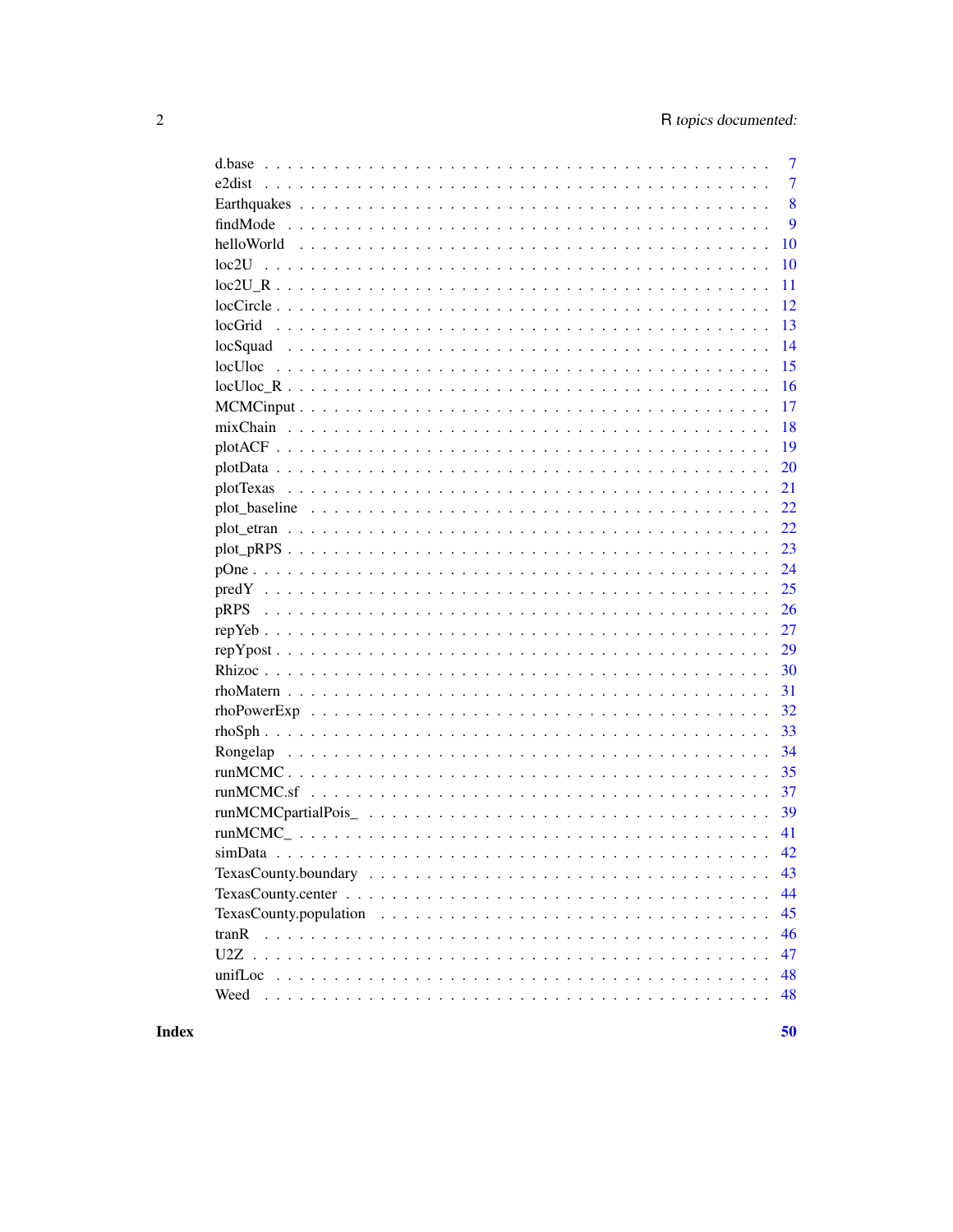| | |
|---|---|
| d.base | 7 |
| e2dist | 7 |
| Earthquakes | 8 |
| findMode | 9 |
| helloWorld | 10 |
| loc2U | 10 |
| loc2U_R | 11 |
| locCircle | 12 |
| locGrid | 13 |
| locSquad | 14 |
| locUloc | 15 |
| locUloc_R | 16 |
| MCMCinput | 17 |
| mixChain | 18 |
| plotACF | 19 |
| plotData | 20 |
| plotTexas | 21 |
| plot_baseline | 22 |
| plot_etran | 22 |
| plot_pRPS | 23 |
| pOne | 24 |
| predY | 25 |
| pRPS | 26 |
| repYeb | 27 |
| repYpost | 29 |
| Rhizoc | 30 |
| rhoMatern | 31 |
| rhoPowerExp | 32 |
| rhoSph | 33 |
| Rongelap | 34 |
| runMCMC | 35 |
| runMCMC.sf | 37 |
| runMCMCpartialPois_ | 39 |
| runMCMC_ | 41 |
| simData | 42 |
| TexasCounty.boundary | 43 |
| TexasCounty.center | 44 |
| TexasCounty.population | 45 |
| tranR | 46 |
| U2Z | 47 |
| unifLoc | 48 |
| Weed | 48 |

**Index** **50**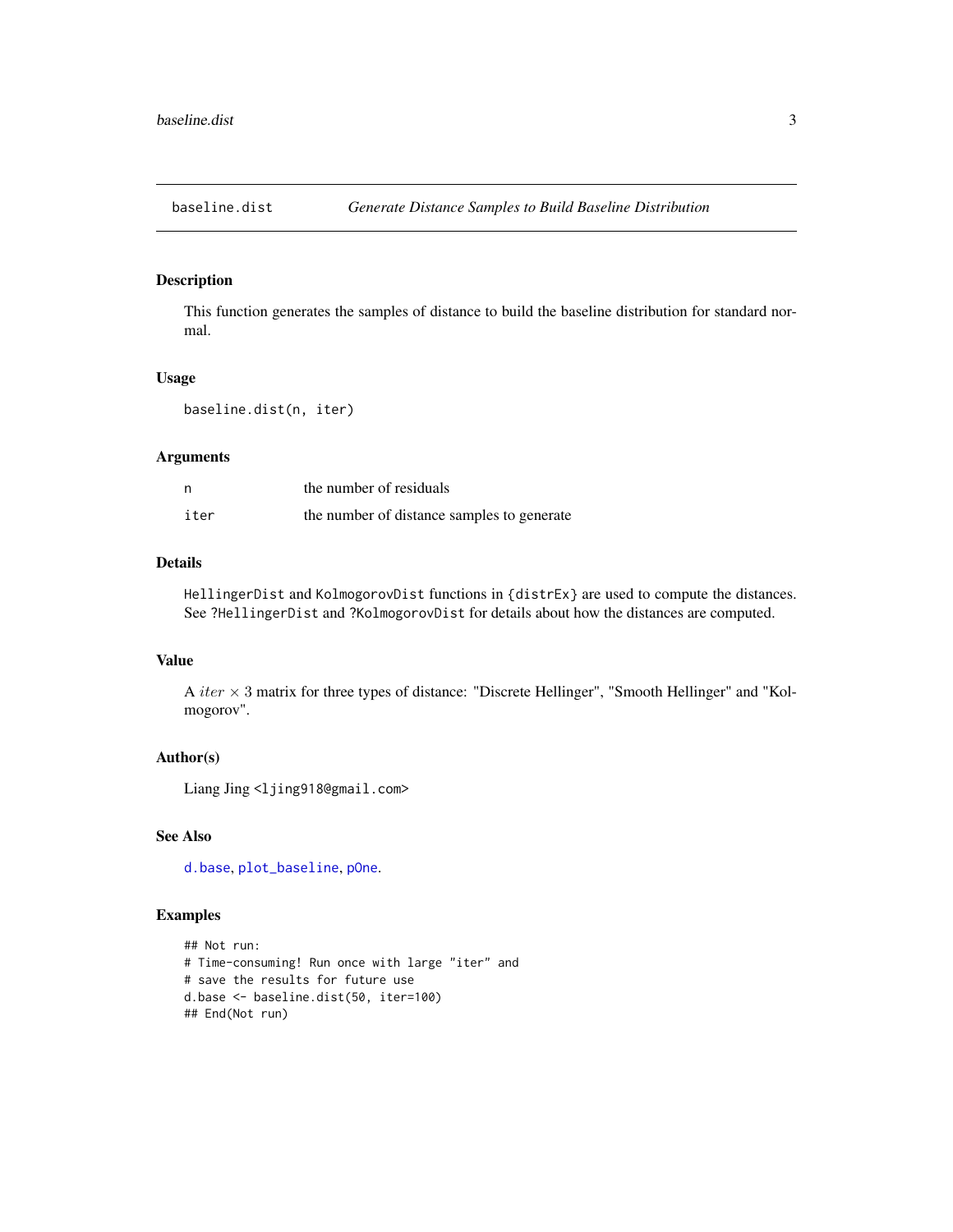# baseline.dist — *Generate Distance Samples to Build Baseline Distribution*

## Description

This function generates the samples of distance to build the baseline distribution for standard normal.

## Usage

```
baseline.dist(n, iter)
```

## Arguments

| | |
|---|---|
| `n` | the number of residuals |
| `iter` | the number of distance samples to generate |

## Details

`HellingerDist` and `KolmogorovDist` functions in `{distrEx}` are used to compute the distances. See `?HellingerDist` and `?KolmogorovDist` for details about how the distances are computed.

## Value

A $iter \times 3$ matrix for three types of distance: "Discrete Hellinger", "Smooth Hellinger" and "Kolmogorov".

## Author(s)

Liang Jing <ljing918@gmail.com>

## See Also

`d.base`, `plot_baseline`, `pOne`.

## Examples

```
## Not run:
# Time-consuming! Run once with large "iter" and
# save the results for future use
d.base <- baseline.dist(50, iter=100)
## End(Not run)
```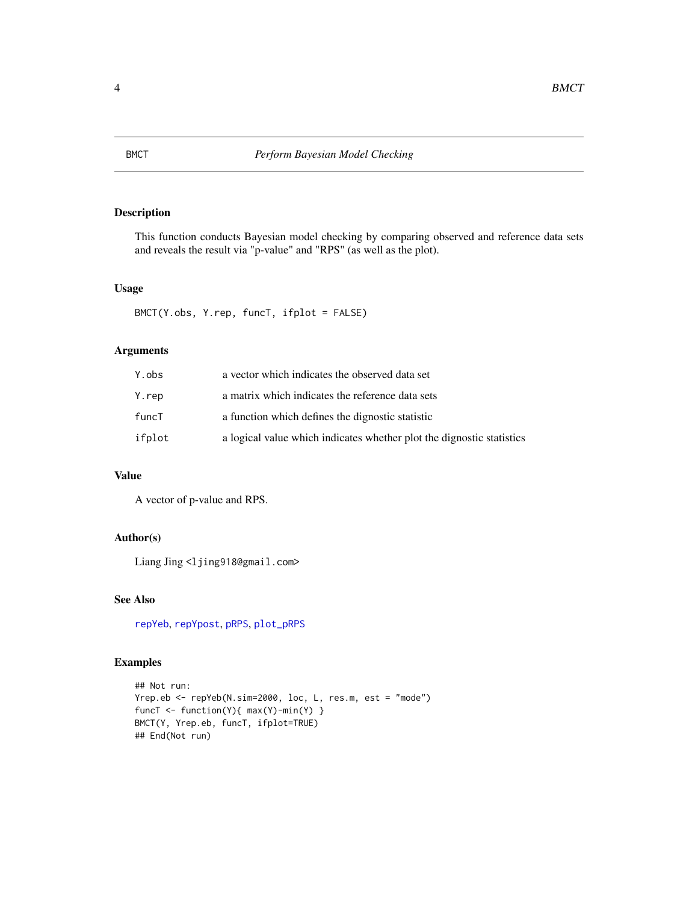# BMCT *Perform Bayesian Model Checking*

## Description

This function conducts Bayesian model checking by comparing observed and reference data sets and reveals the result via "p-value" and "RPS" (as well as the plot).

## Usage

```
BMCT(Y.obs, Y.rep, funcT, ifplot = FALSE)
```

## Arguments

| | |
|---|---|
| `Y.obs` | a vector which indicates the observed data set |
| `Y.rep` | a matrix which indicates the reference data sets |
| `funcT` | a function which defines the dignostic statistic |
| `ifplot` | a logical value which indicates whether plot the dignostic statistics |

## Value

A vector of p-value and RPS.

## Author(s)

Liang Jing <ljing918@gmail.com>

## See Also

`repYeb`, `repYpost`, `pRPS`, `plot_pRPS`

## Examples

```
## Not run:
Yrep.eb <- repYeb(N.sim=2000, loc, L, res.m, est = "mode")
funcT <- function(Y){ max(Y)-min(Y) }
BMCT(Y, Yrep.eb, funcT, ifplot=TRUE)
## End(Not run)
```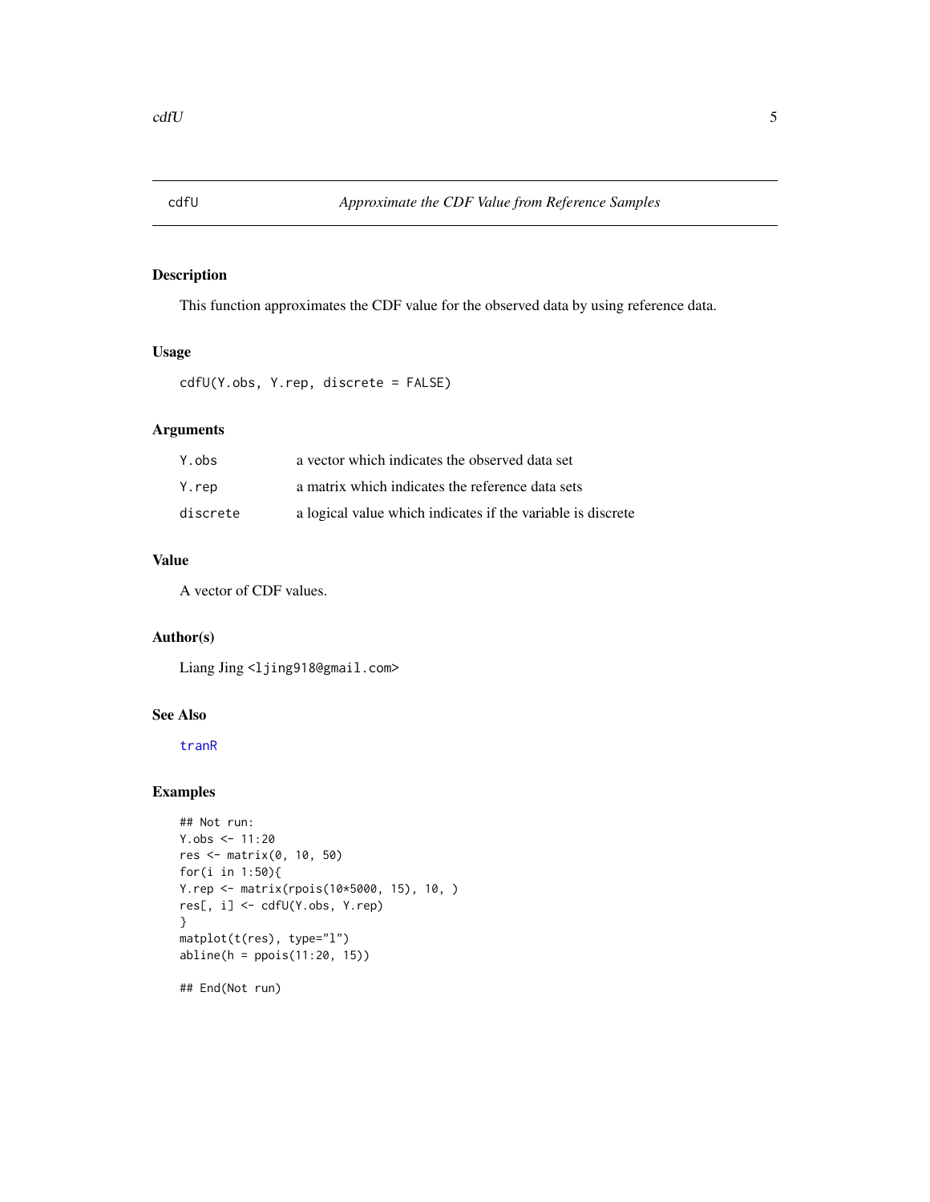# cdfU — *Approximate the CDF Value from Reference Samples*

## Description

This function approximates the CDF value for the observed data by using reference data.

## Usage

```
cdfU(Y.obs, Y.rep, discrete = FALSE)
```

## Arguments

| | |
|---|---|
| `Y.obs` | a vector which indicates the observed data set |
| `Y.rep` | a matrix which indicates the reference data sets |
| `discrete` | a logical value which indicates if the variable is discrete |

## Value

A vector of CDF values.

## Author(s)

Liang Jing <ljing918@gmail.com>

## See Also

tranR

## Examples

```
## Not run:
Y.obs <- 11:20
res <- matrix(0, 10, 50)
for(i in 1:50){
Y.rep <- matrix(rpois(10*5000, 15), 10, )
res[, i] <- cdfU(Y.obs, Y.rep)
}
matplot(t(res), type="l")
abline(h = ppois(11:20, 15))

## End(Not run)
```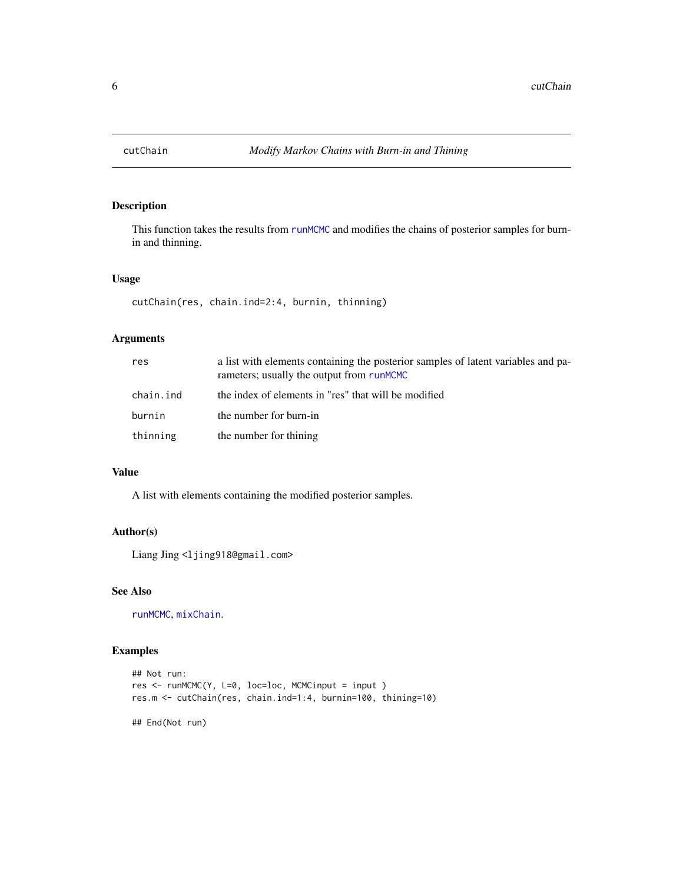# cutChain — *Modify Markov Chains with Burn-in and Thining*

## Description

This function takes the results from `runMCMC` and modifies the chains of posterior samples for burn-in and thinning.

## Usage

```
cutChain(res, chain.ind=2:4, burnin, thinning)
```

## Arguments

| | |
|---|---|
| `res` | a list with elements containing the posterior samples of latent variables and parameters; usually the output from `runMCMC` |
| `chain.ind` | the index of elements in "res" that will be modified |
| `burnin` | the number for burn-in |
| `thinning` | the number for thining |

## Value

A list with elements containing the modified posterior samples.

## Author(s)

Liang Jing <ljing918@gmail.com>

## See Also

`runMCMC`, `mixChain`.

## Examples

```
## Not run:
res <- runMCMC(Y, L=0, loc=loc, MCMCinput = input )
res.m <- cutChain(res, chain.ind=1:4, burnin=100, thining=10)

## End(Not run)
```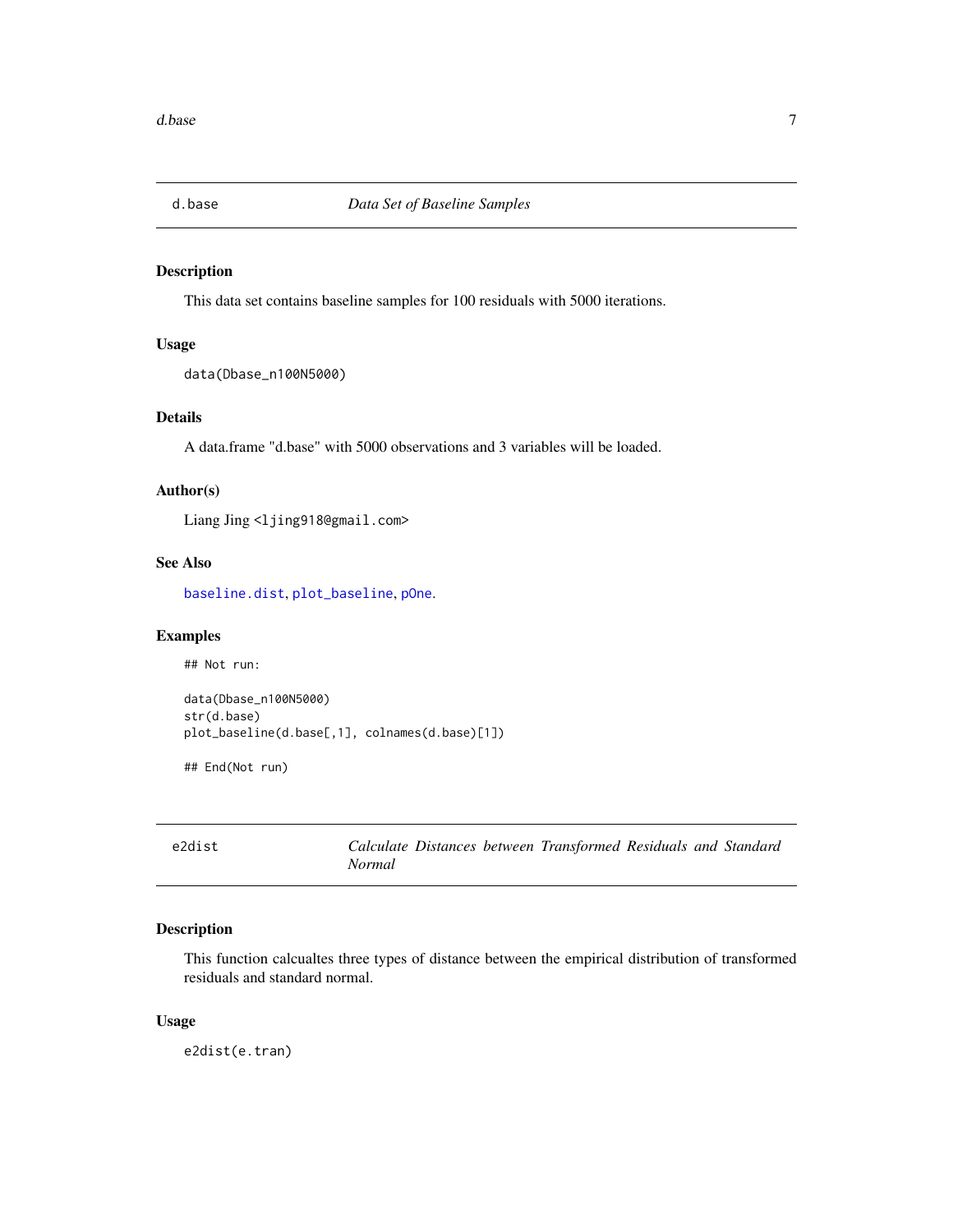## d.base — *Data Set of Baseline Samples*

### Description

This data set contains baseline samples for 100 residuals with 5000 iterations.

### Usage

```
data(Dbase_n100N5000)
```

### Details

A data.frame "d.base" with 5000 observations and 3 variables will be loaded.

### Author(s)

Liang Jing <ljing918@gmail.com>

### See Also

baseline.dist, plot_baseline, pOne.

### Examples

```
## Not run:

data(Dbase_n100N5000)
str(d.base)
plot_baseline(d.base[,1], colnames(d.base)[1])

## End(Not run)
```

## e2dist — *Calculate Distances between Transformed Residuals and Standard Normal*

### Description

This function calcualtes three types of distance between the empirical distribution of transformed residuals and standard normal.

### Usage

```
e2dist(e.tran)
```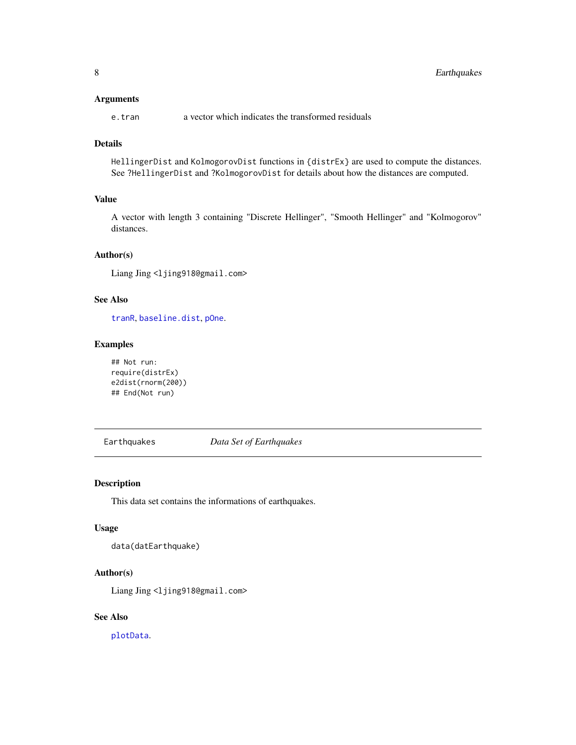### Arguments

`e.tran` a vector which indicates the transformed residuals

### Details

`HellingerDist` and `KolmogorovDist` functions in `{distrEx}` are used to compute the distances. See `?HellingerDist` and `?KolmogorovDist` for details about how the distances are computed.

### Value

A vector with length 3 containing "Discrete Hellinger", "Smooth Hellinger" and "Kolmogorov" distances.

### Author(s)

Liang Jing <ljing918@gmail.com>

### See Also

`tranR`, `baseline.dist`, `pOne`.

### Examples

```
## Not run:
require(distrEx)
e2dist(rnorm(200))
## End(Not run)
```

---

## Earthquakes *Data Set of Earthquakes*

---

### Description

This data set contains the informations of earthquakes.

### Usage

```
data(datEarthquake)
```

### Author(s)

Liang Jing <ljing918@gmail.com>

### See Also

`plotData`.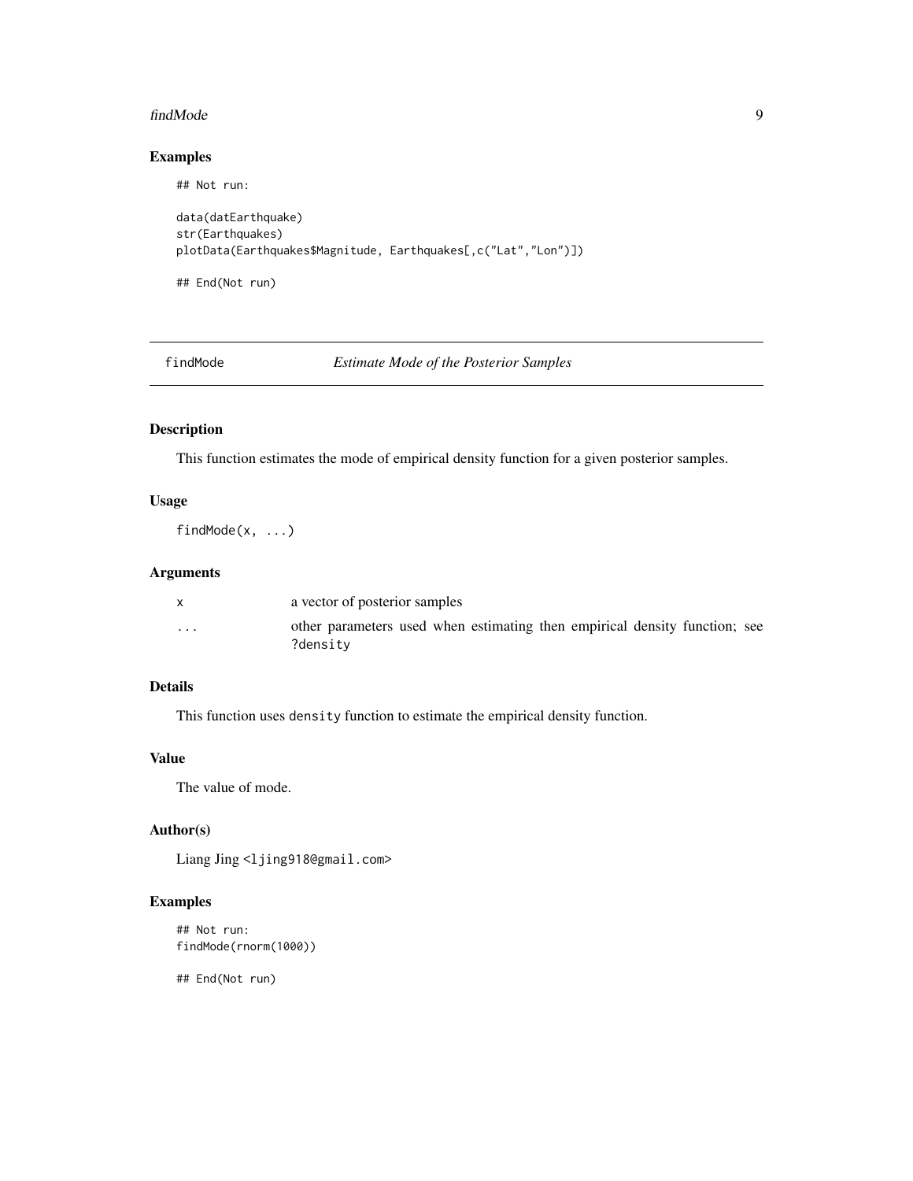### Examples

```
## Not run:

data(datEarthquake)
str(Earthquakes)
plotData(Earthquakes$Magnitude, Earthquakes[,c("Lat","Lon")])

## End(Not run)
```

---

## findMode — *Estimate Mode of the Posterior Samples*

---

### Description

This function estimates the mode of empirical density function for a given posterior samples.

### Usage

```
findMode(x, ...)
```

### Arguments

| | |
|---|---|
| x | a vector of posterior samples |
| ... | other parameters used when estimating then empirical density function; see ?density |

### Details

This function uses density function to estimate the empirical density function.

### Value

The value of mode.

### Author(s)

Liang Jing <ljing918@gmail.com>

### Examples

```
## Not run:
findMode(rnorm(1000))

## End(Not run)
```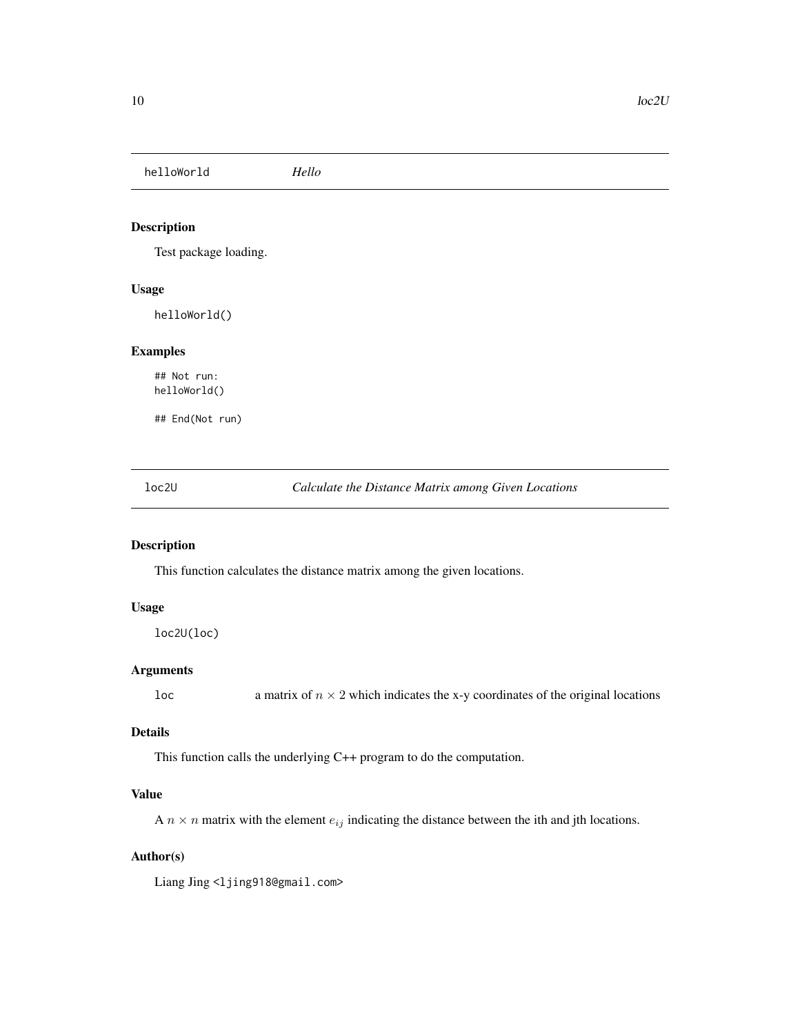## helloWorld — *Hello*

### Description

Test package loading.

### Usage

```
helloWorld()
```

### Examples

```
## Not run:
helloWorld()

## End(Not run)
```

## loc2U — *Calculate the Distance Matrix among Given Locations*

### Description

This function calculates the distance matrix among the given locations.

### Usage

```
loc2U(loc)
```

### Arguments

| | |
|---|---|
| loc | a matrix of $n \times 2$ which indicates the x-y coordinates of the original locations |

### Details

This function calls the underlying C++ program to do the computation.

### Value

A $n \times n$ matrix with the element $e_{ij}$ indicating the distance between the ith and jth locations.

### Author(s)

Liang Jing <ljing918@gmail.com>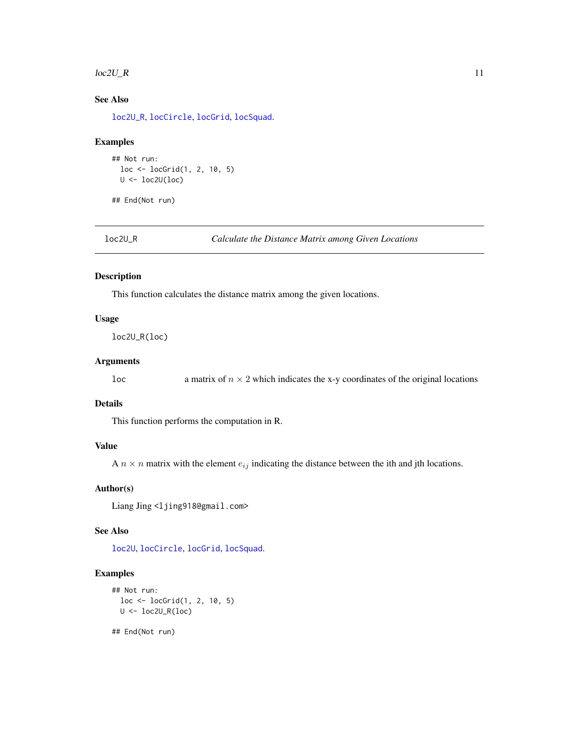### See Also

loc2U_R, locCircle, locGrid, locSquad.

### Examples

```
## Not run:
  loc <- locGrid(1, 2, 10, 5)
  U <- loc2U(loc)

## End(Not run)
```

---

## loc2U_R — *Calculate the Distance Matrix among Given Locations*

---

### Description

This function calculates the distance matrix among the given locations.

### Usage

```
loc2U_R(loc)
```

### Arguments

loc     a matrix of $n \times 2$ which indicates the x-y coordinates of the original locations

### Details

This function performs the computation in R.

### Value

A $n \times n$ matrix with the element $e_{ij}$ indicating the distance between the ith and jth locations.

### Author(s)

Liang Jing <ljing918@gmail.com>

### See Also

loc2U, locCircle, locGrid, locSquad.

### Examples

```
## Not run:
  loc <- locGrid(1, 2, 10, 5)
  U <- loc2U_R(loc)

## End(Not run)
```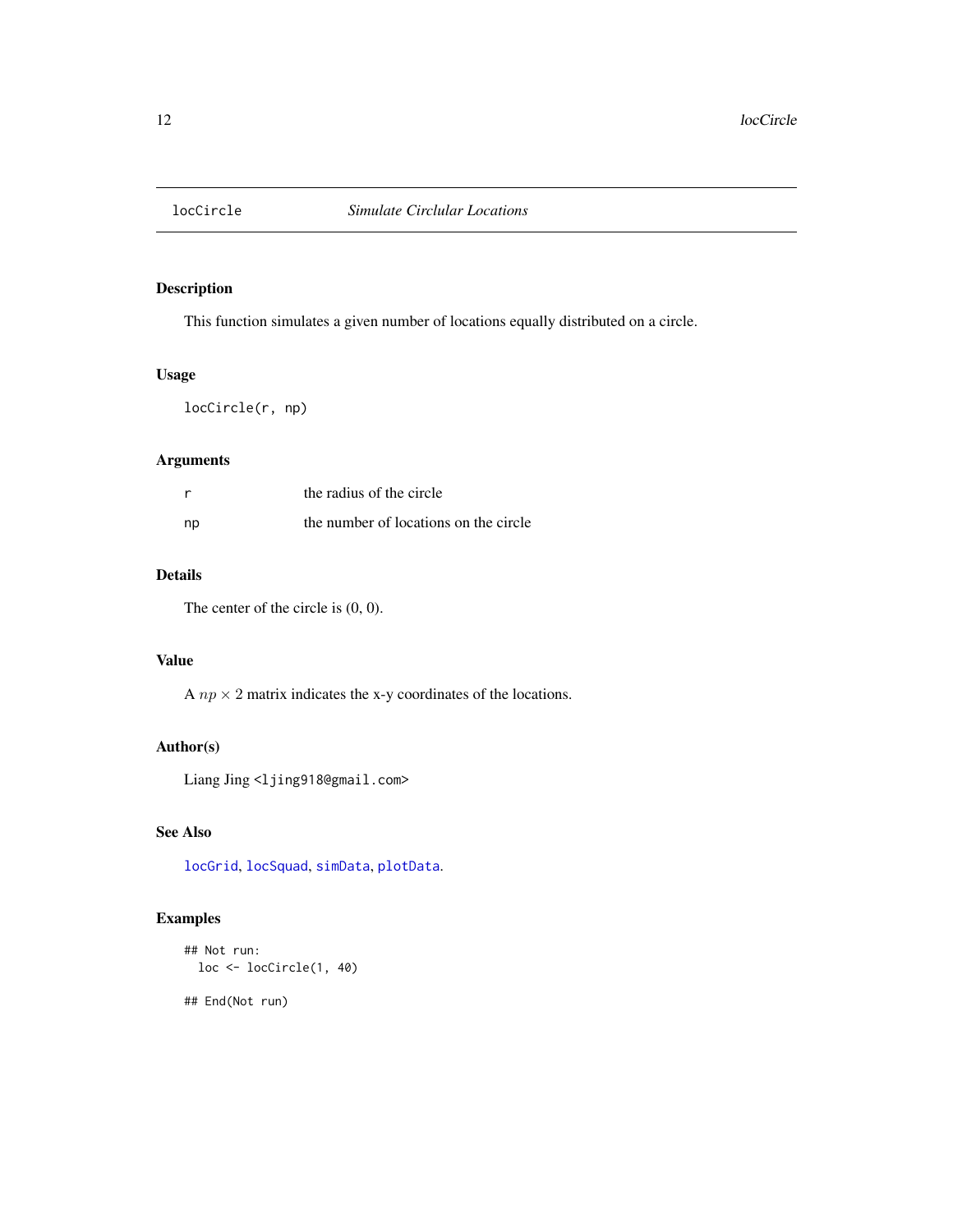# locCircle — *Simulate Circlular Locations*

## Description

This function simulates a given number of locations equally distributed on a circle.

## Usage

```
locCircle(r, np)
```

## Arguments

| | |
|---|---|
| r | the radius of the circle |
| np | the number of locations on the circle |

## Details

The center of the circle is (0, 0).

## Value

A $np \times 2$ matrix indicates the x-y coordinates of the locations.

## Author(s)

Liang Jing <ljing918@gmail.com>

## See Also

locGrid, locSquad, simData, plotData.

## Examples

```
## Not run:
  loc <- locCircle(1, 40)

## End(Not run)
```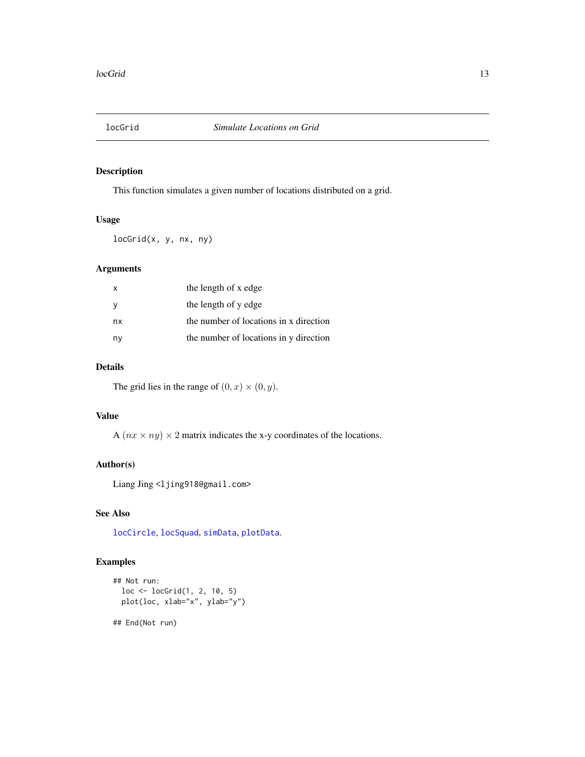# locGrid — *Simulate Locations on Grid*

## Description

This function simulates a given number of locations distributed on a grid.

## Usage

```
locGrid(x, y, nx, ny)
```

## Arguments

| | |
|---|---|
| x | the length of x edge |
| y | the length of y edge |
| nx | the number of locations in x direction |
| ny | the number of locations in y direction |

## Details

The grid lies in the range of $(0, x) \times (0, y)$.

## Value

A $(nx \times ny) \times 2$ matrix indicates the x-y coordinates of the locations.

## Author(s)

Liang Jing <ljing918@gmail.com>

## See Also

locCircle, locSquad, simData, plotData.

## Examples

```
## Not run:
  loc <- locGrid(1, 2, 10, 5)
  plot(loc, xlab="x", ylab="y")

## End(Not run)
```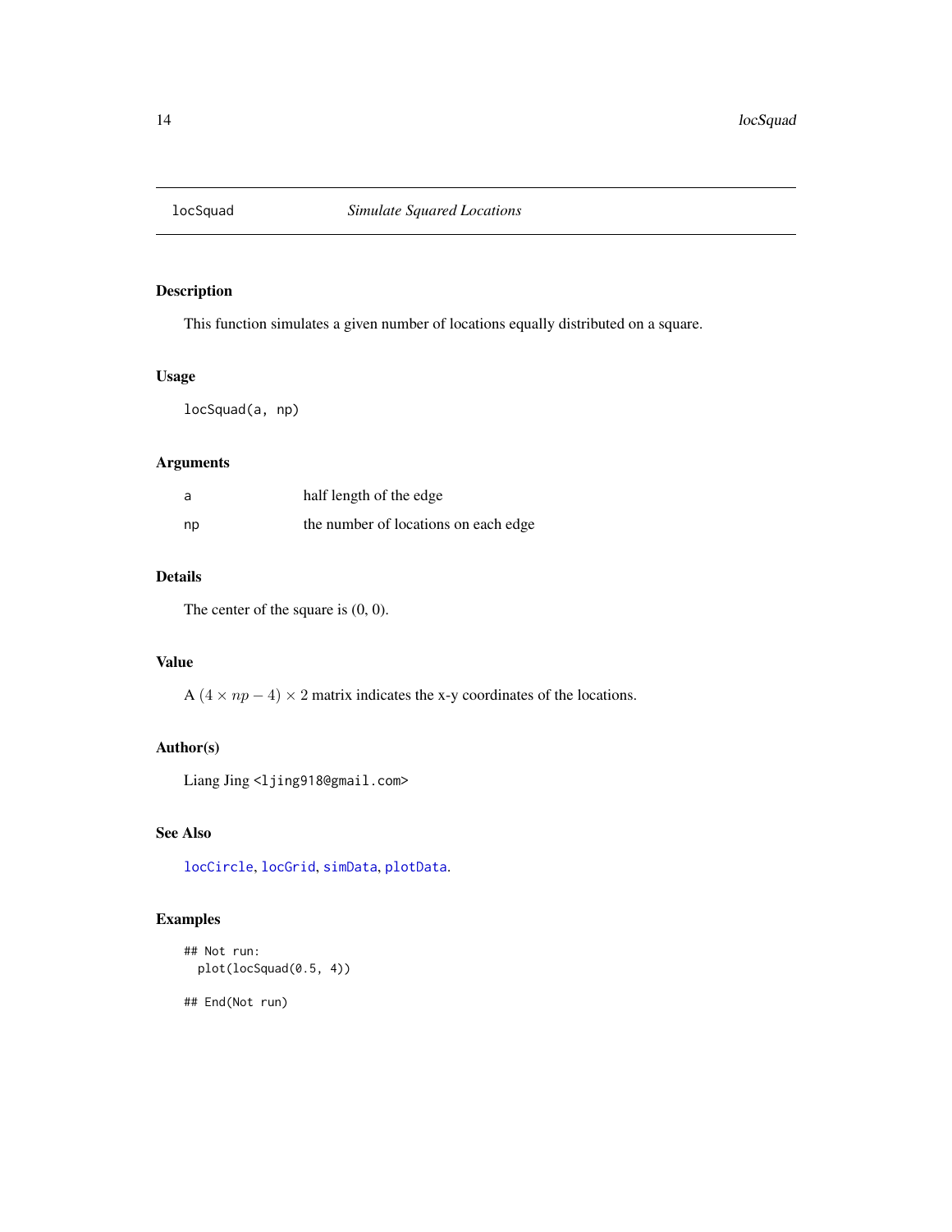# locSquad — *Simulate Squared Locations*

## Description

This function simulates a given number of locations equally distributed on a square.

## Usage

```
locSquad(a, np)
```

## Arguments

| | |
|---|---|
| a | half length of the edge |
| np | the number of locations on each edge |

## Details

The center of the square is (0, 0).

## Value

A $(4 \times np - 4) \times 2$ matrix indicates the x-y coordinates of the locations.

## Author(s)

Liang Jing <ljing918@gmail.com>

## See Also

locCircle, locGrid, simData, plotData.

## Examples

```
## Not run:
  plot(locSquad(0.5, 4))

## End(Not run)
```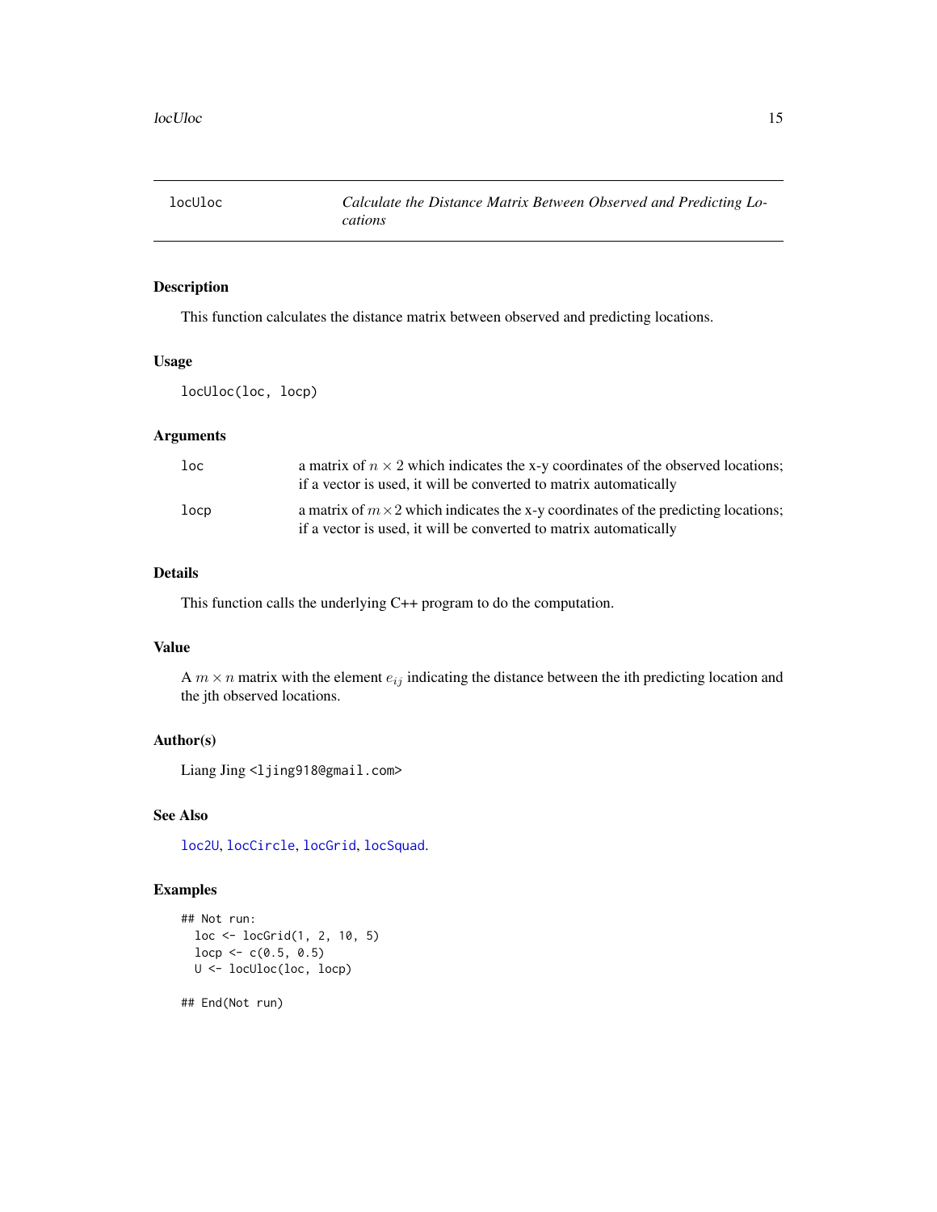# locUloc — *Calculate the Distance Matrix Between Observed and Predicting Locations*

## Description

This function calculates the distance matrix between observed and predicting locations.

## Usage

```
locUloc(loc, locp)
```

## Arguments

| | |
|---|---|
| `loc` | a matrix of $n \times 2$ which indicates the x-y coordinates of the observed locations; if a vector is used, it will be converted to matrix automatically |
| `locp` | a matrix of $m \times 2$ which indicates the x-y coordinates of the predicting locations; if a vector is used, it will be converted to matrix automatically |

## Details

This function calls the underlying C++ program to do the computation.

## Value

A $m \times n$ matrix with the element $e_{ij}$ indicating the distance between the ith predicting location and the jth observed locations.

## Author(s)

Liang Jing <ljing918@gmail.com>

## See Also

`loc2U`, `locCircle`, `locGrid`, `locSquad`.

## Examples

```
## Not run:
  loc <- locGrid(1, 2, 10, 5)
  locp <- c(0.5, 0.5)
  U <- locUloc(loc, locp)

## End(Not run)
```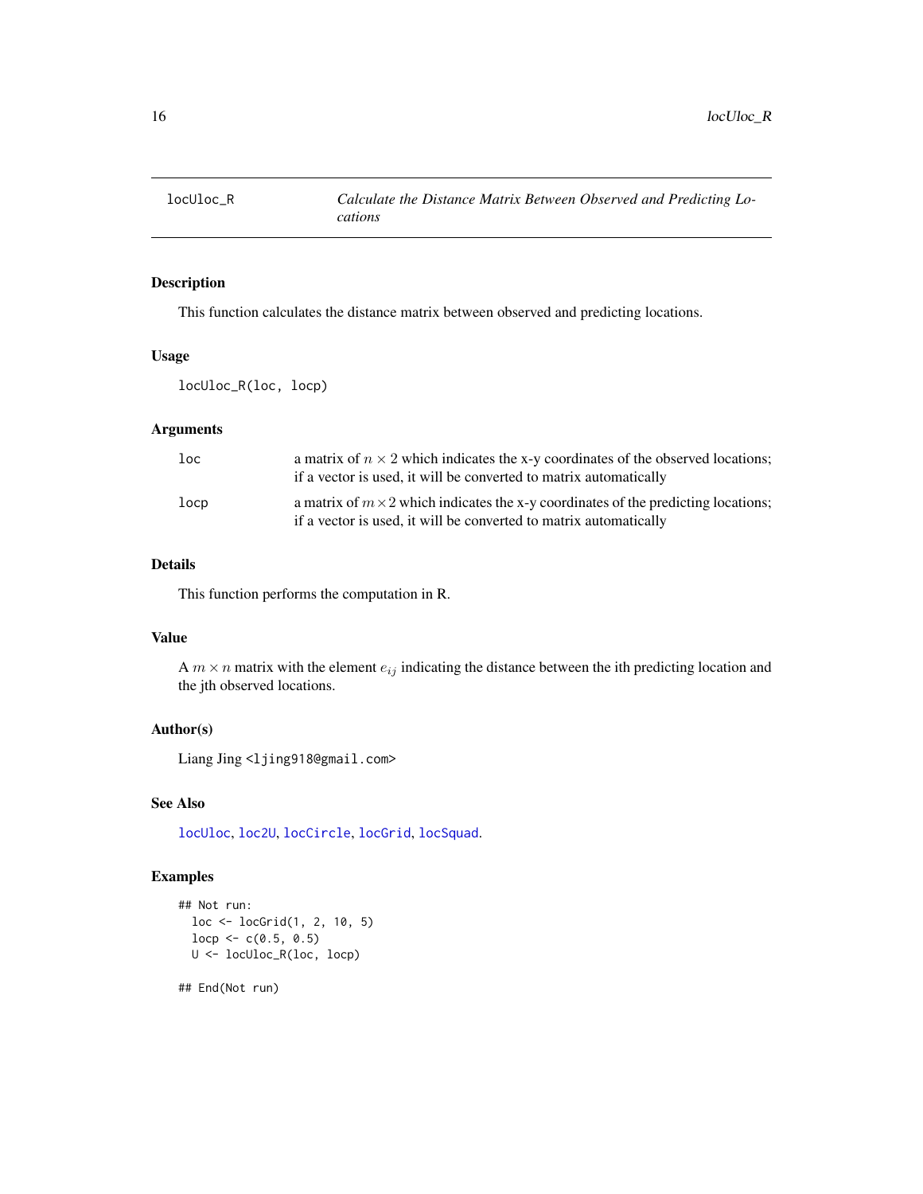# locUloc_R — *Calculate the Distance Matrix Between Observed and Predicting Locations*

## Description

This function calculates the distance matrix between observed and predicting locations.

## Usage

```
locUloc_R(loc, locp)
```

## Arguments

| | |
|---|---|
| `loc` | a matrix of $n \times 2$ which indicates the x-y coordinates of the observed locations; if a vector is used, it will be converted to matrix automatically |
| `locp` | a matrix of $m \times 2$ which indicates the x-y coordinates of the predicting locations; if a vector is used, it will be converted to matrix automatically |

## Details

This function performs the computation in R.

## Value

A $m \times n$ matrix with the element $e_{ij}$ indicating the distance between the ith predicting location and the jth observed locations.

## Author(s)

Liang Jing <ljing918@gmail.com>

## See Also

`locUloc`, `loc2U`, `locCircle`, `locGrid`, `locSquad`.

## Examples

```
## Not run:
  loc <- locGrid(1, 2, 10, 5)
  locp <- c(0.5, 0.5)
  U <- locUloc_R(loc, locp)

## End(Not run)
```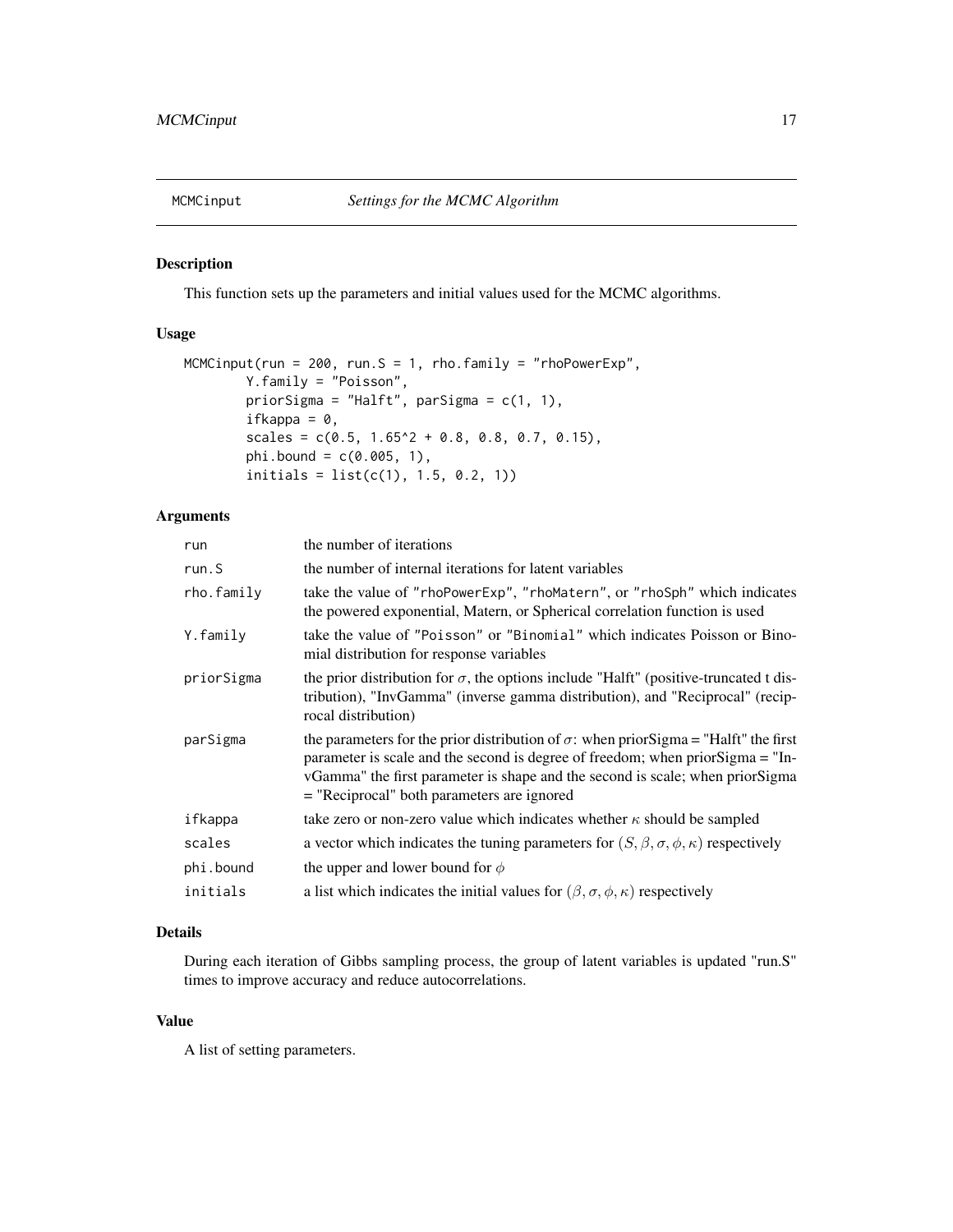# MCMCinput *Settings for the MCMC Algorithm*

## Description

This function sets up the parameters and initial values used for the MCMC algorithms.

## Usage

```
MCMCinput(run = 200, run.S = 1, rho.family = "rhoPowerExp",
        Y.family = "Poisson",
        priorSigma = "Halft", parSigma = c(1, 1),
        ifkappa = 0,
        scales = c(0.5, 1.65^2 + 0.8, 0.8, 0.7, 0.15),
        phi.bound = c(0.005, 1),
        initials = list(c(1), 1.5, 0.2, 1))
```

## Arguments

| | |
|---|---|
| run | the number of iterations |
| run.S | the number of internal iterations for latent variables |
| rho.family | take the value of "rhoPowerExp", "rhoMatern", or "rhoSph" which indicates the powered exponential, Matern, or Spherical correlation function is used |
| Y.family | take the value of "Poisson" or "Binomial" which indicates Poisson or Binomial distribution for response variables |
| priorSigma | the prior distribution for $\sigma$, the options include "Halft" (positive-truncated t distribution), "InvGamma" (inverse gamma distribution), and "Reciprocal" (reciprocal distribution) |
| parSigma | the parameters for the prior distribution of $\sigma$: when priorSigma = "Halft" the first parameter is scale and the second is degree of freedom; when priorSigma = "InvGamma" the first parameter is shape and the second is scale; when priorSigma = "Reciprocal" both parameters are ignored |
| ifkappa | take zero or non-zero value which indicates whether $\kappa$ should be sampled |
| scales | a vector which indicates the tuning parameters for $(S, \beta, \sigma, \phi, \kappa)$ respectively |
| phi.bound | the upper and lower bound for $\phi$ |
| initials | a list which indicates the initial values for $(\beta, \sigma, \phi, \kappa)$ respectively |

## Details

During each iteration of Gibbs sampling process, the group of latent variables is updated "run.S" times to improve accuracy and reduce autocorrelations.

## Value

A list of setting parameters.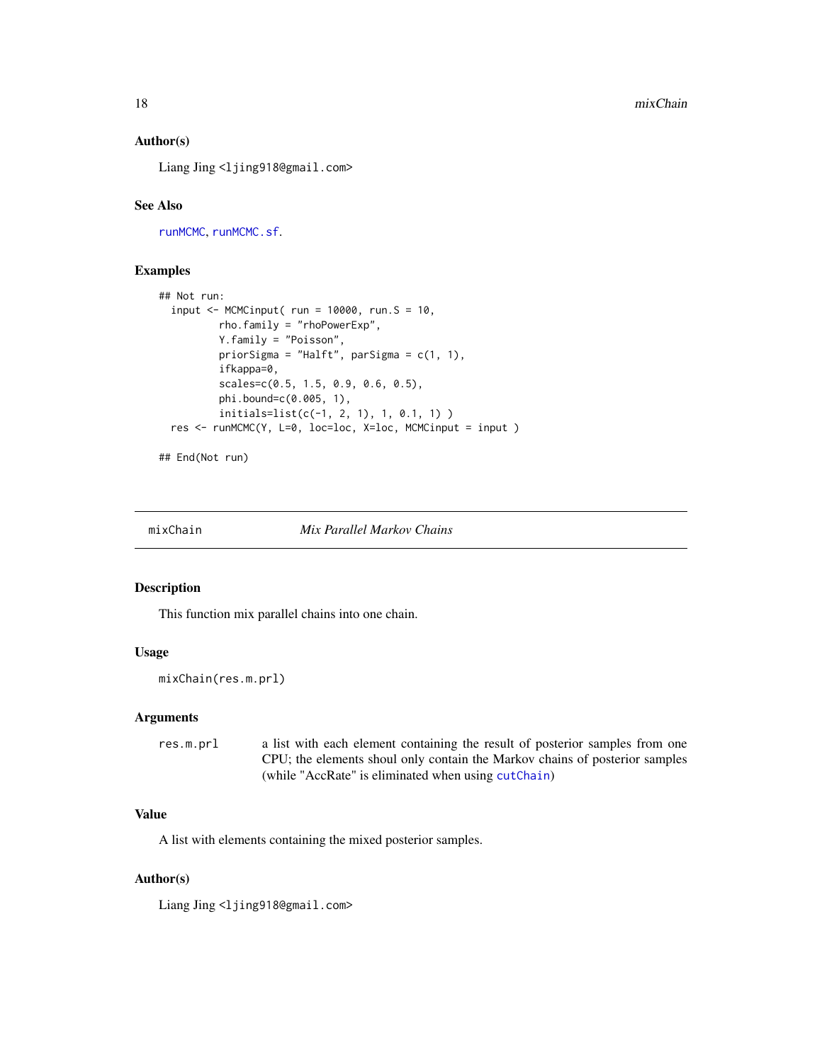### Author(s)

Liang Jing <ljing918@gmail.com>

### See Also

runMCMC, runMCMC.sf.

### Examples

```
## Not run:
  input <- MCMCinput( run = 10000, run.S = 10,
          rho.family = "rhoPowerExp",
          Y.family = "Poisson",
          priorSigma = "Halft", parSigma = c(1, 1),
          ifkappa=0,
          scales=c(0.5, 1.5, 0.9, 0.6, 0.5),
          phi.bound=c(0.005, 1),
          initials=list(c(-1, 2, 1), 1, 0.1, 1) )
  res <- runMCMC(Y, L=0, loc=loc, X=loc, MCMCinput = input )

## End(Not run)
```

---

## mixChain — *Mix Parallel Markov Chains*

### Description

This function mix parallel chains into one chain.

### Usage

```
mixChain(res.m.prl)
```

### Arguments

| | |
|---|---|
| `res.m.prl` | a list with each element containing the result of posterior samples from one CPU; the elements shoul only contain the Markov chains of posterior samples (while "AccRate" is eliminated when using cutChain) |

### Value

A list with elements containing the mixed posterior samples.

### Author(s)

Liang Jing <ljing918@gmail.com>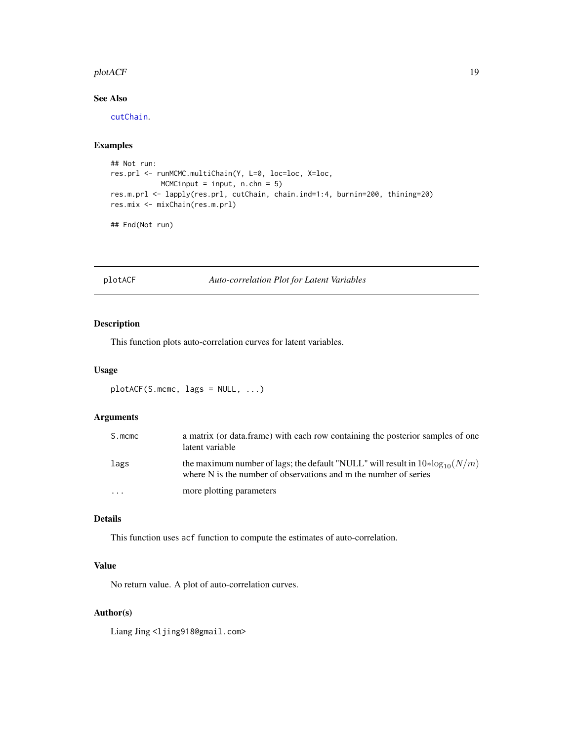## See Also

`cutChain`.

## Examples

```
## Not run:
res.prl <- runMCMC.multiChain(Y, L=0, loc=loc, X=loc,
            MCMCinput = input, n.chn = 5)
res.m.prl <- lapply(res.prl, cutChain, chain.ind=1:4, burnin=200, thining=20)
res.mix <- mixChain(res.m.prl)

## End(Not run)
```

---

# plotACF — *Auto-correlation Plot for Latent Variables*

## Description

This function plots auto-correlation curves for latent variables.

## Usage

```
plotACF(S.mcmc, lags = NULL, ...)
```

## Arguments

| | |
|---|---|
| `S.mcmc` | a matrix (or data.frame) with each row containing the posterior samples of one latent variable |
| `lags` | the maximum number of lags; the default "NULL" will result in $10*\log_{10}(N/m)$ where N is the number of observations and m the number of series |
| `...` | more plotting parameters |

## Details

This function uses `acf` function to compute the estimates of auto-correlation.

## Value

No return value. A plot of auto-correlation curves.

## Author(s)

Liang Jing <ljing918@gmail.com>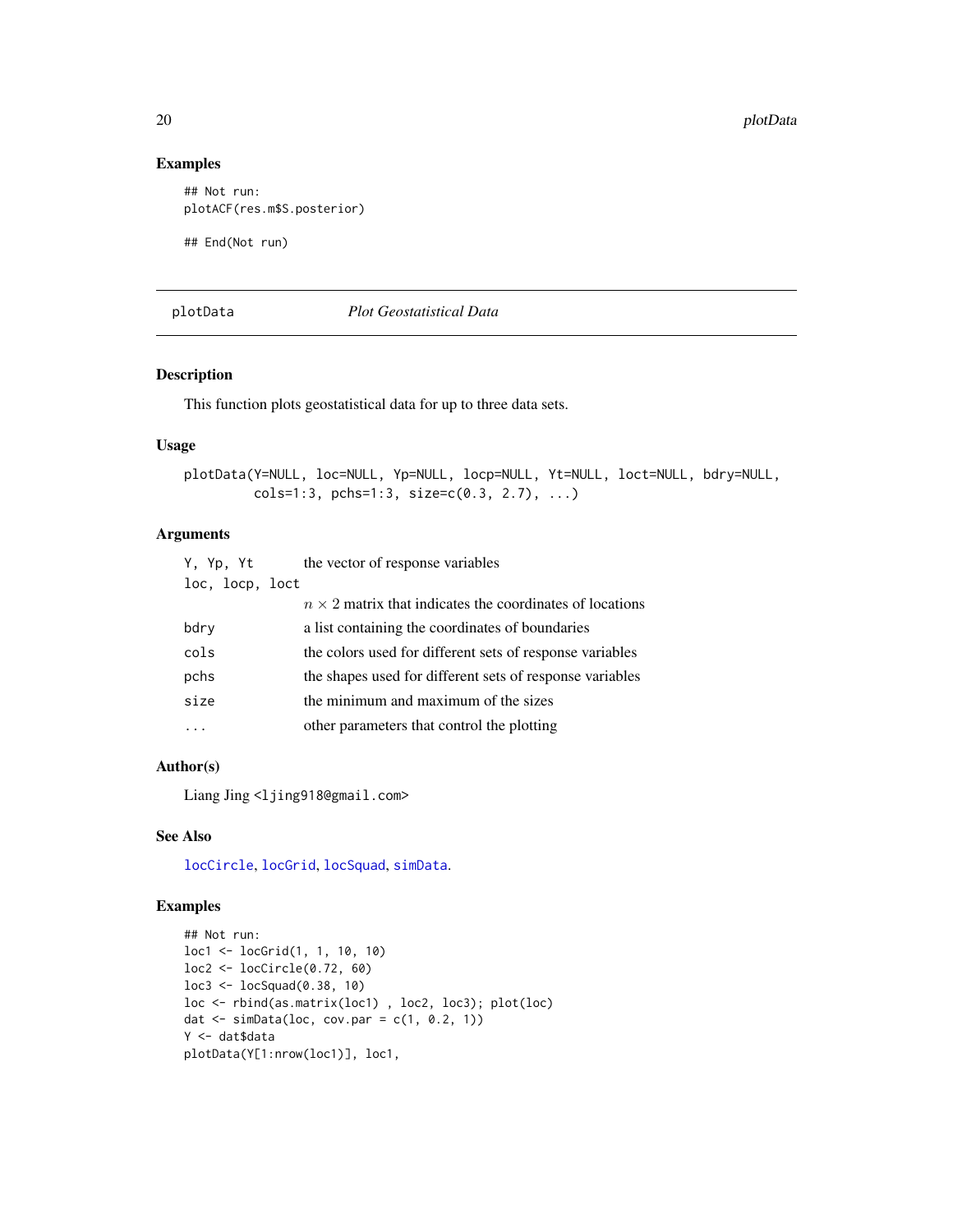### Examples

```
## Not run:
plotACF(res.m$S.posterior)

## End(Not run)
```

---

## plotData *Plot Geostatistical Data*

### Description

This function plots geostatistical data for up to three data sets.

### Usage

```
plotData(Y=NULL, loc=NULL, Yp=NULL, locp=NULL, Yt=NULL, loct=NULL, bdry=NULL,
         cols=1:3, pchs=1:3, size=c(0.3, 2.7), ...)
```

### Arguments

| | |
|---|---|
| `Y, Yp, Yt` | the vector of response variables |
| `loc, locp, loct` | $n \times 2$ matrix that indicates the coordinates of locations |
| `bdry` | a list containing the coordinates of boundaries |
| `cols` | the colors used for different sets of response variables |
| `pchs` | the shapes used for different sets of response variables |
| `size` | the minimum and maximum of the sizes |
| `...` | other parameters that control the plotting |

### Author(s)

Liang Jing <ljing918@gmail.com>

### See Also

`locCircle`, `locGrid`, `locSquad`, `simData`.

### Examples

```
## Not run:
loc1 <- locGrid(1, 1, 10, 10)
loc2 <- locCircle(0.72, 60)
loc3 <- locSquad(0.38, 10)
loc <- rbind(as.matrix(loc1) , loc2, loc3); plot(loc)
dat <- simData(loc, cov.par = c(1, 0.2, 1))
Y <- dat$data
plotData(Y[1:nrow(loc1)], loc1,
```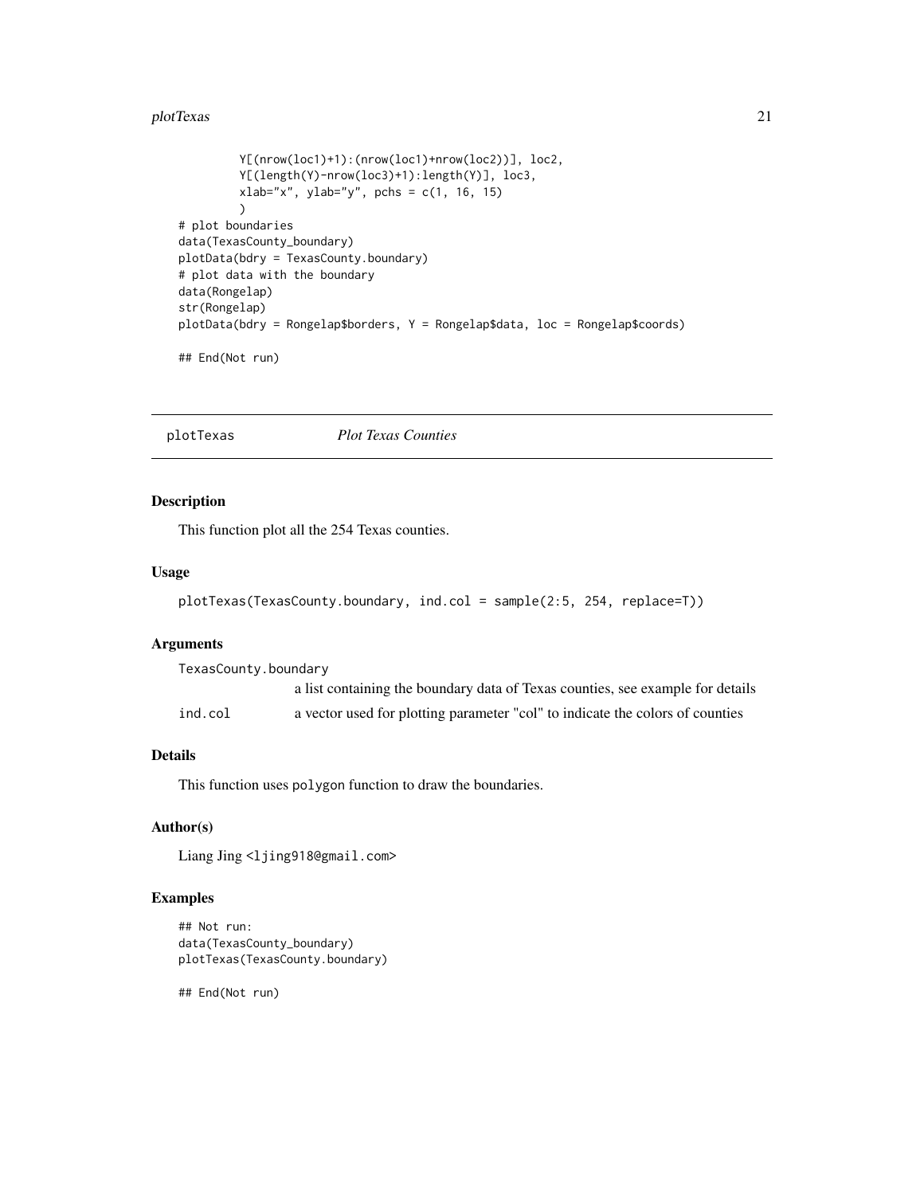```
         Y[(nrow(loc1)+1):(nrow(loc1)+nrow(loc2))], loc2,
         Y[(length(Y)-nrow(loc3)+1):length(Y)], loc3,
         xlab="x", ylab="y", pchs = c(1, 16, 15)
         )
# plot boundaries
data(TexasCounty_boundary)
plotData(bdry = TexasCounty.boundary)
# plot data with the boundary
data(Rongelap)
str(Rongelap)
plotData(bdry = Rongelap$borders, Y = Rongelap$data, loc = Rongelap$coords)

## End(Not run)
```

## plotTexas *Plot Texas Counties*

### Description

This function plot all the 254 Texas counties.

### Usage

```
plotTexas(TexasCounty.boundary, ind.col = sample(2:5, 254, replace=T))
```

### Arguments

| | |
|---|---|
| `TexasCounty.boundary` | a list containing the boundary data of Texas counties, see example for details |
| `ind.col` | a vector used for plotting parameter "col" to indicate the colors of counties |

### Details

This function uses `polygon` function to draw the boundaries.

### Author(s)

Liang Jing <ljing918@gmail.com>

### Examples

```
## Not run:
data(TexasCounty_boundary)
plotTexas(TexasCounty.boundary)

## End(Not run)
```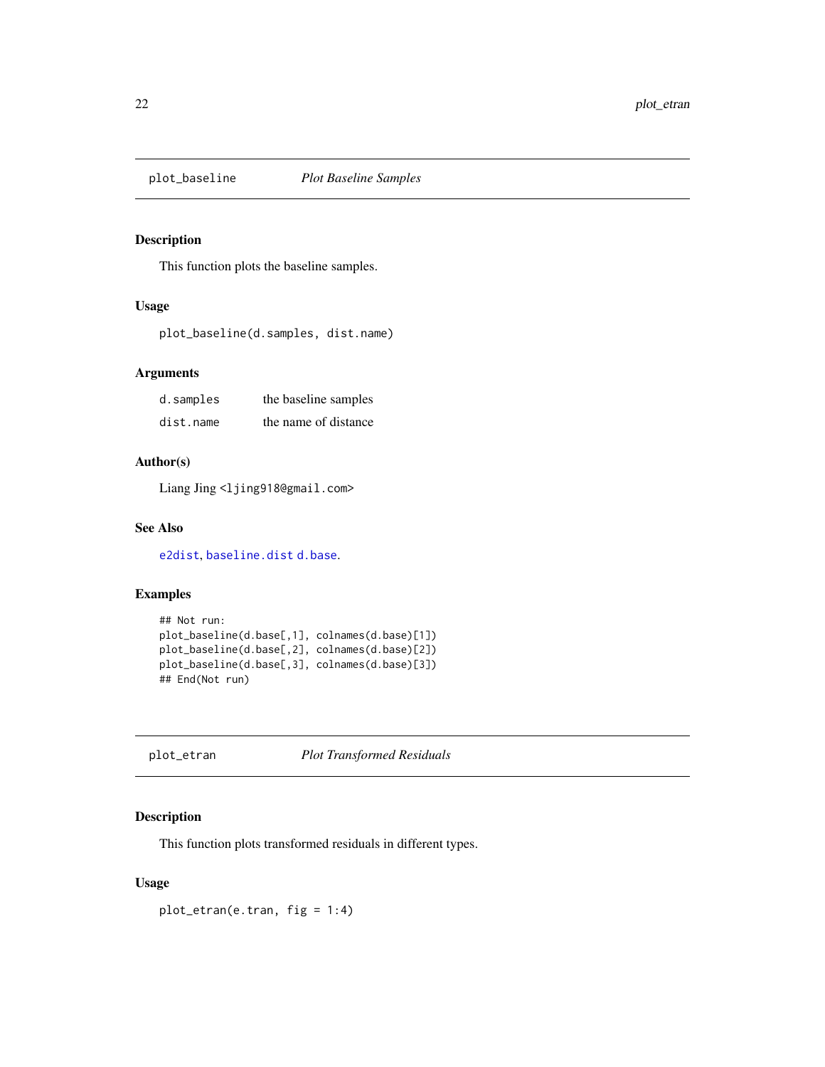## plot_baseline *Plot Baseline Samples*

### Description

This function plots the baseline samples.

### Usage

```
plot_baseline(d.samples, dist.name)
```

### Arguments

| | |
|---|---|
| d.samples | the baseline samples |
| dist.name | the name of distance |

### Author(s)

Liang Jing <ljing918@gmail.com>

### See Also

e2dist, baseline.dist d.base.

### Examples

```
## Not run:
plot_baseline(d.base[,1], colnames(d.base)[1])
plot_baseline(d.base[,2], colnames(d.base)[2])
plot_baseline(d.base[,3], colnames(d.base)[3])
## End(Not run)
```

## plot_etran *Plot Transformed Residuals*

### Description

This function plots transformed residuals in different types.

### Usage

```
plot_etran(e.tran, fig = 1:4)
```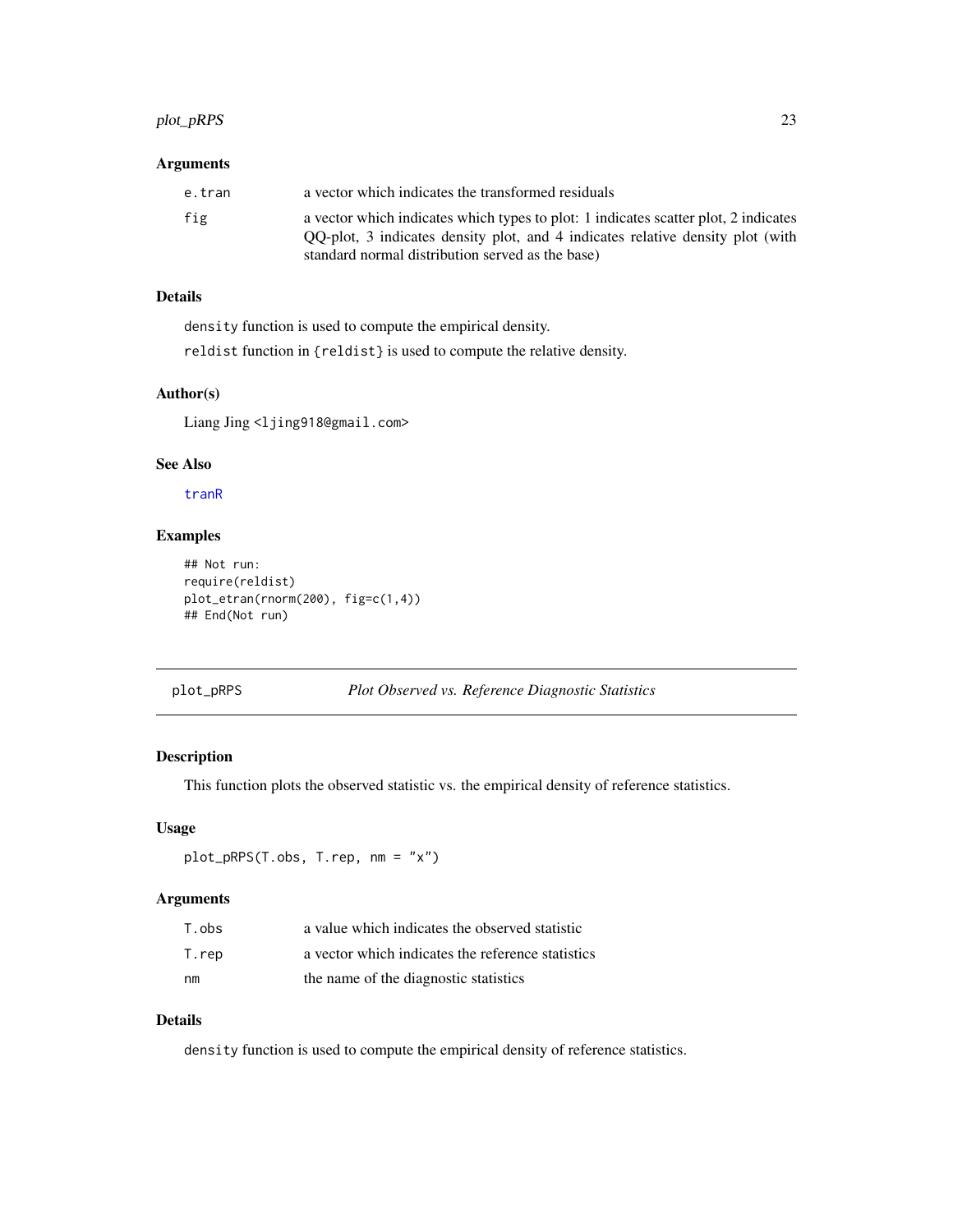### Arguments

| | |
|---|---|
| e.tran | a vector which indicates the transformed residuals |
| fig | a vector which indicates which types to plot: 1 indicates scatter plot, 2 indicates QQ-plot, 3 indicates density plot, and 4 indicates relative density plot (with standard normal distribution served as the base) |

### Details

`density` function is used to compute the empirical density.

`reldist` function in `{reldist}` is used to compute the relative density.

### Author(s)

Liang Jing <ljing918@gmail.com>

### See Also

tranR

### Examples

```
## Not run:
require(reldist)
plot_etran(rnorm(200), fig=c(1,4))
## End(Not run)
```

---

## plot_pRPS — *Plot Observed vs. Reference Diagnostic Statistics*

### Description

This function plots the observed statistic vs. the empirical density of reference statistics.

### Usage

```
plot_pRPS(T.obs, T.rep, nm = "x")
```

### Arguments

| | |
|---|---|
| T.obs | a value which indicates the observed statistic |
| T.rep | a vector which indicates the reference statistics |
| nm | the name of the diagnostic statistics |

### Details

`density` function is used to compute the empirical density of reference statistics.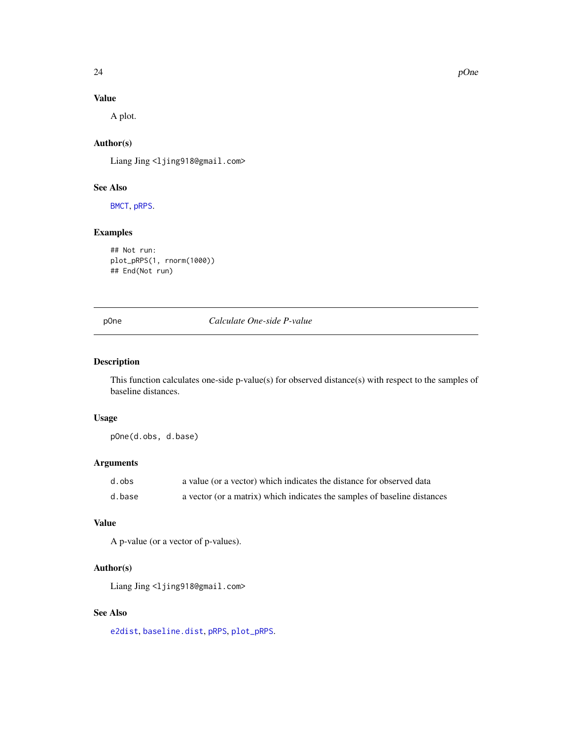## Value

A plot.

## Author(s)

Liang Jing <ljing918@gmail.com>

## See Also

BMCT, pRPS.

## Examples

```
## Not run:
plot_pRPS(1, rnorm(1000))
## End(Not run)
```

---

# pOne — *Calculate One-side P-value*

---

## Description

This function calculates one-side p-value(s) for observed distance(s) with respect to the samples of baseline distances.

## Usage

```
pOne(d.obs, d.base)
```

## Arguments

| | |
|---|---|
| d.obs | a value (or a vector) which indicates the distance for observed data |
| d.base | a vector (or a matrix) which indicates the samples of baseline distances |

## Value

A p-value (or a vector of p-values).

## Author(s)

Liang Jing <ljing918@gmail.com>

## See Also

e2dist, baseline.dist, pRPS, plot_pRPS.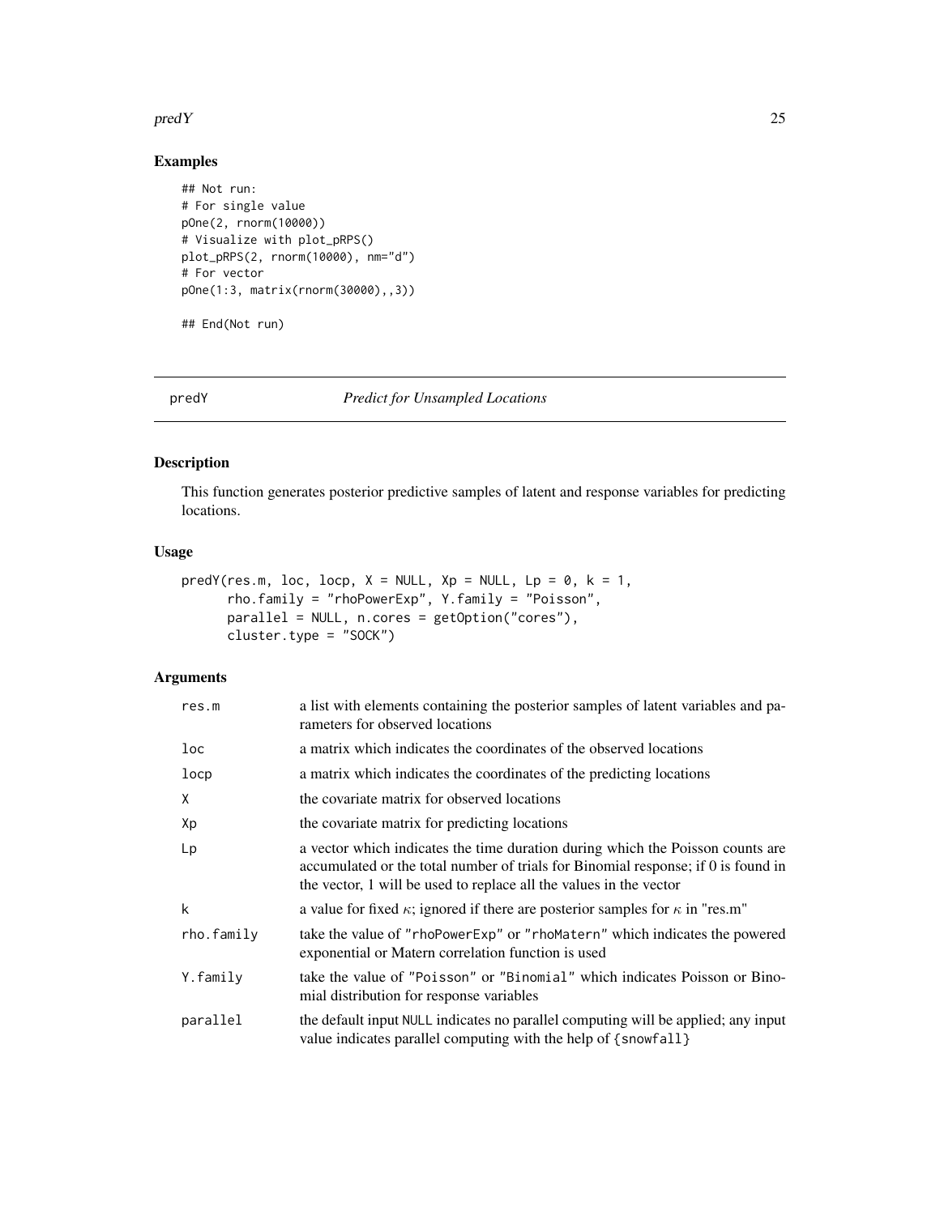## Examples

```
## Not run:
# For single value
pOne(2, rnorm(10000))
# Visualize with plot_pRPS()
plot_pRPS(2, rnorm(10000), nm="d")
# For vector
pOne(1:3, matrix(rnorm(30000),,3))

## End(Not run)
```

---

# predY — *Predict for Unsampled Locations*

---

## Description

This function generates posterior predictive samples of latent and response variables for predicting locations.

## Usage

```
predY(res.m, loc, locp, X = NULL, Xp = NULL, Lp = 0, k = 1,
      rho.family = "rhoPowerExp", Y.family = "Poisson",
      parallel = NULL, n.cores = getOption("cores"),
      cluster.type = "SOCK")
```

## Arguments

| | |
|---|---|
| `res.m` | a list with elements containing the posterior samples of latent variables and parameters for observed locations |
| `loc` | a matrix which indicates the coordinates of the observed locations |
| `locp` | a matrix which indicates the coordinates of the predicting locations |
| `X` | the covariate matrix for observed locations |
| `Xp` | the covariate matrix for predicting locations |
| `Lp` | a vector which indicates the time duration during which the Poisson counts are accumulated or the total number of trials for Binomial response; if 0 is found in the vector, 1 will be used to replace all the values in the vector |
| `k` | a value for fixed $\kappa$; ignored if there are posterior samples for $\kappa$ in "res.m" |
| `rho.family` | take the value of "rhoPowerExp" or "rhoMatern" which indicates the powered exponential or Matern correlation function is used |
| `Y.family` | take the value of "Poisson" or "Binomial" which indicates Poisson or Binomial distribution for response variables |
| `parallel` | the default input NULL indicates no parallel computing will be applied; any input value indicates parallel computing with the help of {snowfall} |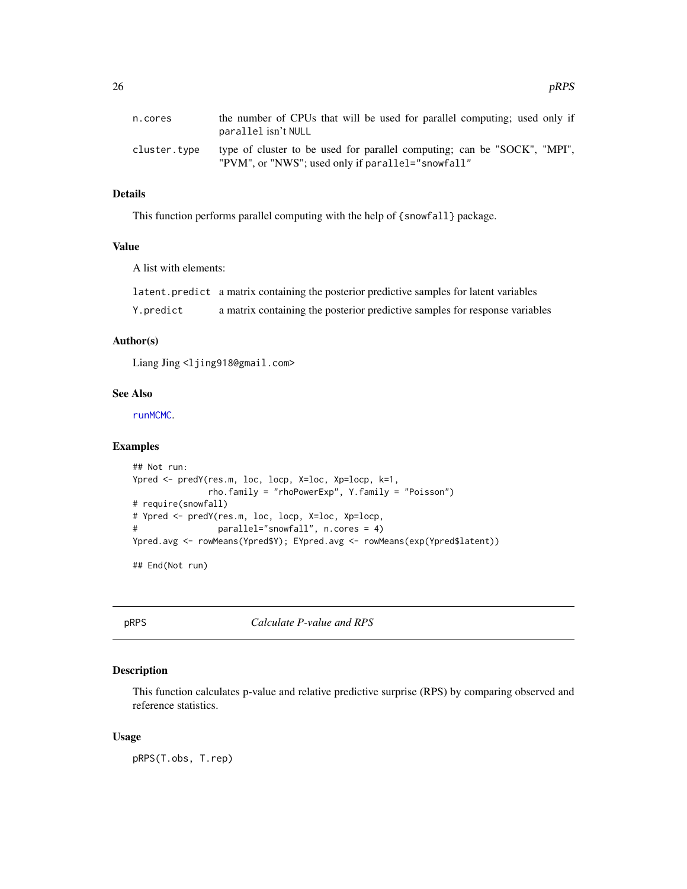| | |
|---|---|
| n.cores | the number of CPUs that will be used for parallel computing; used only if parallel isn't NULL |
| cluster.type | type of cluster to be used for parallel computing; can be "SOCK", "MPI", "PVM", or "NWS"; used only if parallel="snowfall" |

### Details

This function performs parallel computing with the help of {snowfall} package.

### Value

A list with elements:

| | |
|---|---|
| latent.predict | a matrix containing the posterior predictive samples for latent variables |
| Y.predict | a matrix containing the posterior predictive samples for response variables |

### Author(s)

Liang Jing <ljing918@gmail.com>

### See Also

runMCMC.

### Examples

```
## Not run:
Ypred <- predY(res.m, loc, locp, X=loc, Xp=locp, k=1,
               rho.family = "rhoPowerExp", Y.family = "Poisson")
# require(snowfall)
# Ypred <- predY(res.m, loc, locp, X=loc, Xp=locp,
#                parallel="snowfall", n.cores = 4)
Ypred.avg <- rowMeans(Ypred$Y); EYpred.avg <- rowMeans(exp(Ypred$latent))

## End(Not run)
```

---

## pRPS — *Calculate P-value and RPS*

### Description

This function calculates p-value and relative predictive surprise (RPS) by comparing observed and reference statistics.

### Usage

```
pRPS(T.obs, T.rep)
```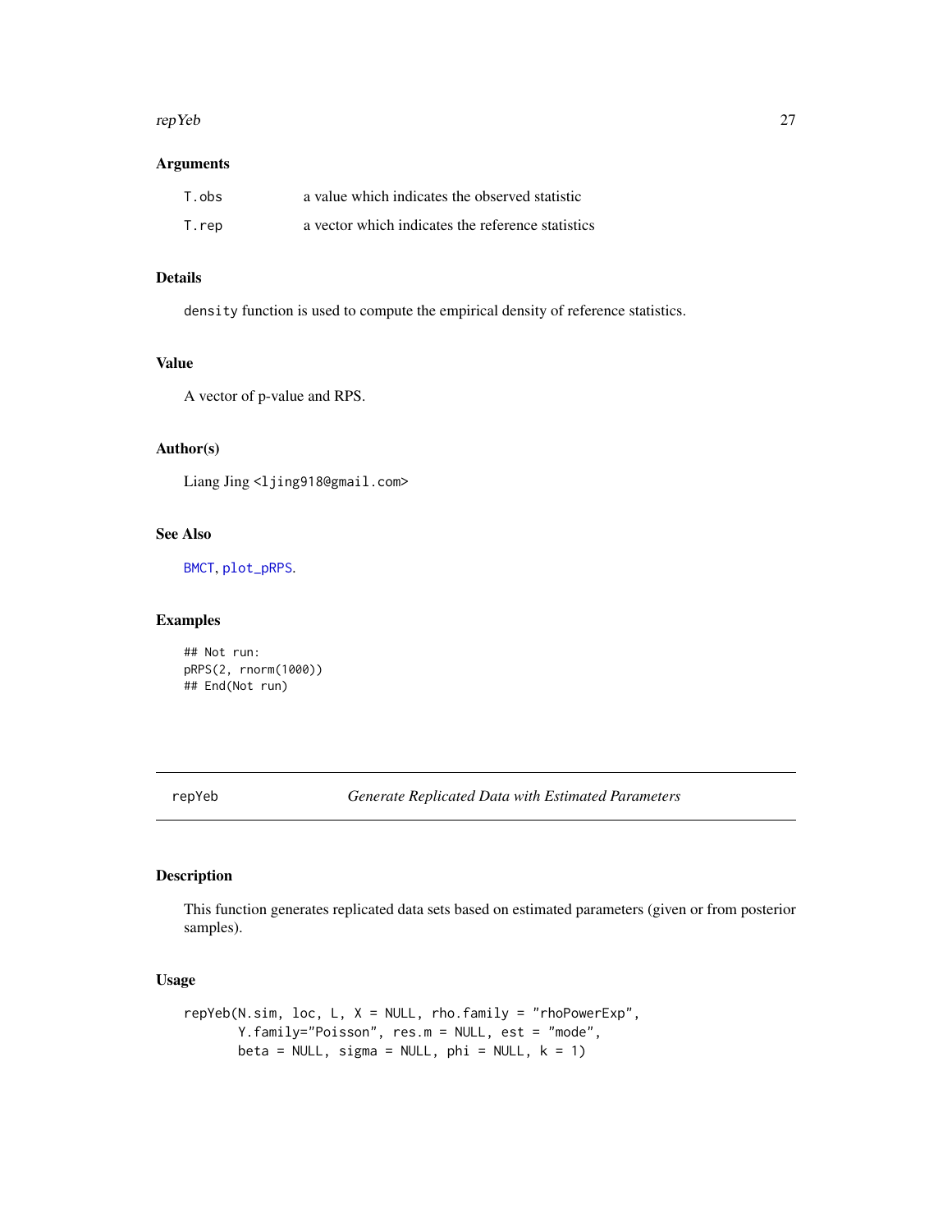### Arguments

| | |
|---|---|
| T.obs | a value which indicates the observed statistic |
| T.rep | a vector which indicates the reference statistics |

### Details

`density` function is used to compute the empirical density of reference statistics.

### Value

A vector of p-value and RPS.

### Author(s)

Liang Jing <ljing918@gmail.com>

### See Also

BMCT, plot_pRPS.

### Examples

```
## Not run:
pRPS(2, rnorm(1000))
## End(Not run)
```

---

## repYeb — *Generate Replicated Data with Estimated Parameters*

---

### Description

This function generates replicated data sets based on estimated parameters (given or from posterior samples).

### Usage

```
repYeb(N.sim, loc, L, X = NULL, rho.family = "rhoPowerExp",
       Y.family="Poisson", res.m = NULL, est = "mode",
       beta = NULL, sigma = NULL, phi = NULL, k = 1)
```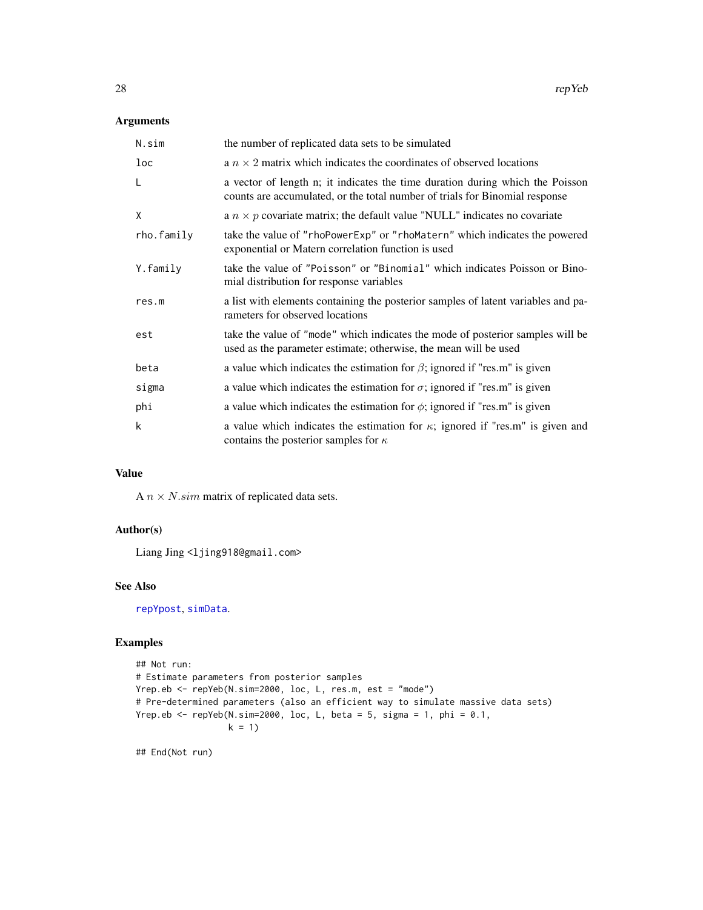## Arguments

| | |
|---|---|
| N.sim | the number of replicated data sets to be simulated |
| loc | a $n \times 2$ matrix which indicates the coordinates of observed locations |
| L | a vector of length n; it indicates the time duration during which the Poisson counts are accumulated, or the total number of trials for Binomial response |
| X | a $n \times p$ covariate matrix; the default value "NULL" indicates no covariate |
| rho.family | take the value of "rhoPowerExp" or "rhoMatern" which indicates the powered exponential or Matern correlation function is used |
| Y.family | take the value of "Poisson" or "Binomial" which indicates Poisson or Binomial distribution for response variables |
| res.m | a list with elements containing the posterior samples of latent variables and parameters for observed locations |
| est | take the value of "mode" which indicates the mode of posterior samples will be used as the parameter estimate; otherwise, the mean will be used |
| beta | a value which indicates the estimation for $\beta$; ignored if "res.m" is given |
| sigma | a value which indicates the estimation for $\sigma$; ignored if "res.m" is given |
| phi | a value which indicates the estimation for $\phi$; ignored if "res.m" is given |
| k | a value which indicates the estimation for $\kappa$; ignored if "res.m" is given and contains the posterior samples for $\kappa$ |

## Value

A $n \times N.sim$ matrix of replicated data sets.

## Author(s)

Liang Jing <ljing918@gmail.com>

## See Also

repYpost, simData.

## Examples

```
## Not run:
# Estimate parameters from posterior samples
Yrep.eb <- repYeb(N.sim=2000, loc, L, res.m, est = "mode")
# Pre-determined parameters (also an efficient way to simulate massive data sets)
Yrep.eb <- repYeb(N.sim=2000, loc, L, beta = 5, sigma = 1, phi = 0.1,
                  k = 1)

## End(Not run)
```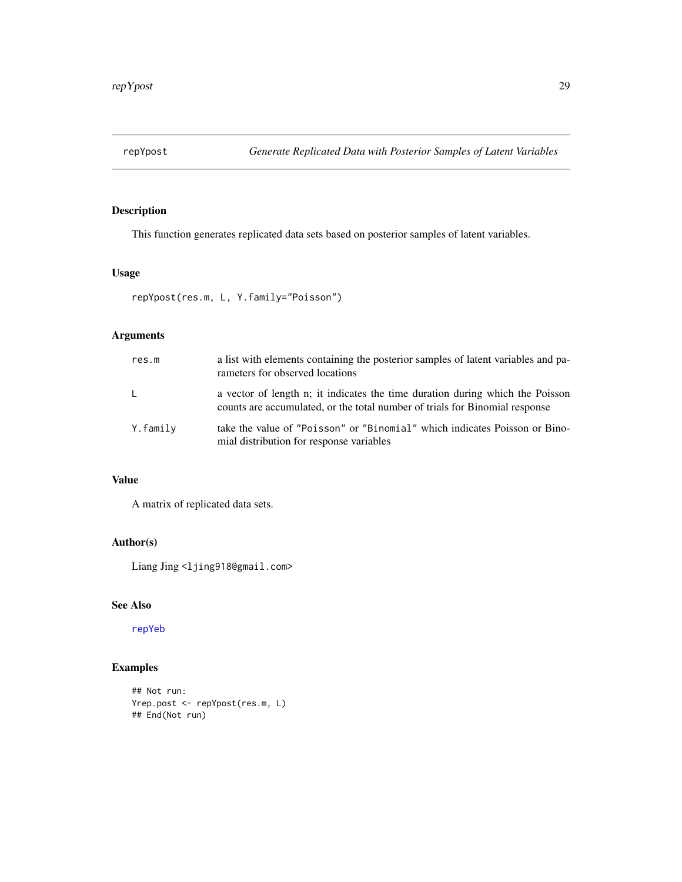## repYpost — *Generate Replicated Data with Posterior Samples of Latent Variables*

### Description

This function generates replicated data sets based on posterior samples of latent variables.

### Usage

```
repYpost(res.m, L, Y.family="Poisson")
```

### Arguments

| | |
|---|---|
| `res.m` | a list with elements containing the posterior samples of latent variables and parameters for observed locations |
| `L` | a vector of length n; it indicates the time duration during which the Poisson counts are accumulated, or the total number of trials for Binomial response |
| `Y.family` | take the value of `"Poisson"` or `"Binomial"` which indicates Poisson or Binomial distribution for response variables |

### Value

A matrix of replicated data sets.

### Author(s)

Liang Jing <ljing918@gmail.com>

### See Also

`repYeb`

### Examples

```
## Not run:
Yrep.post <- repYpost(res.m, L)
## End(Not run)
```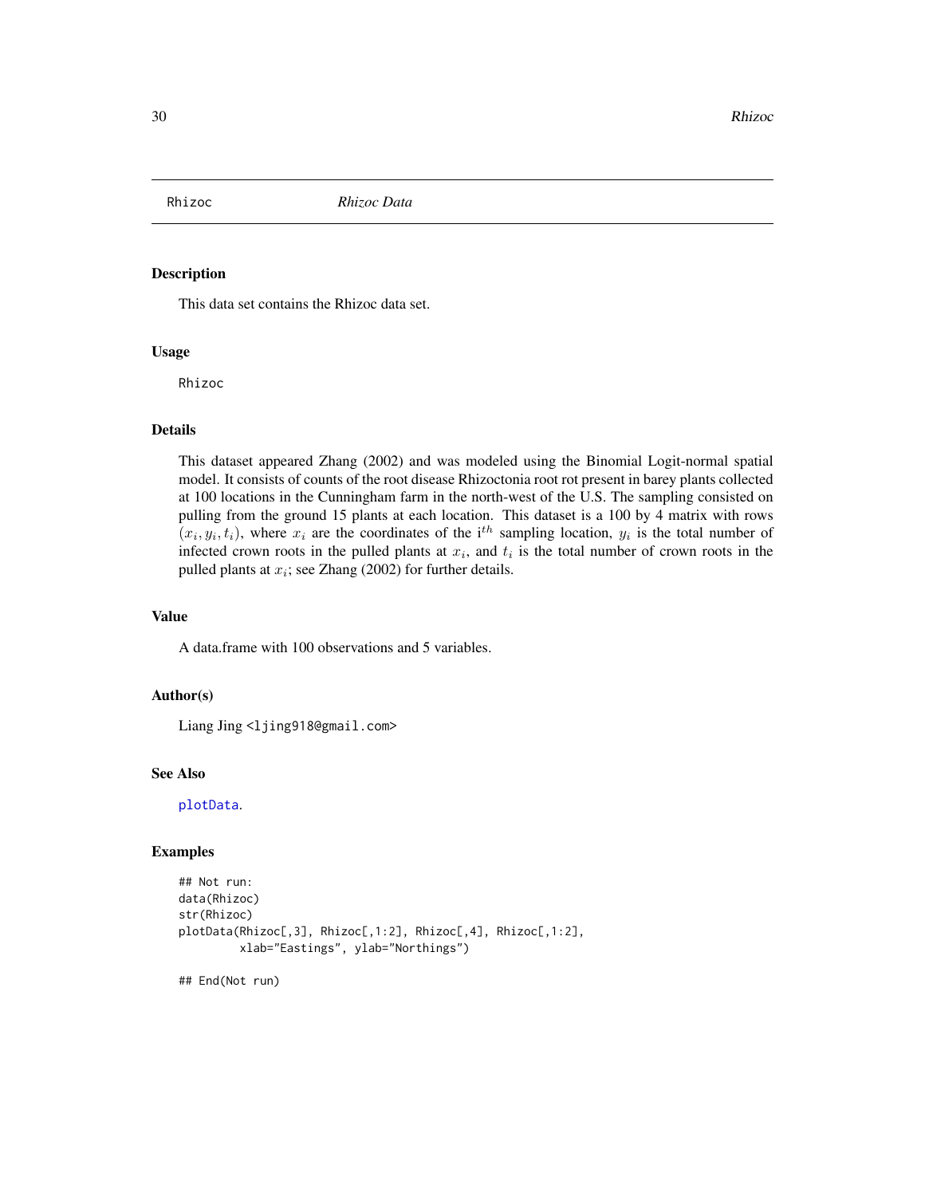Rhizoc *Rhizoc Data*

## Description

This data set contains the Rhizoc data set.

## Usage

```
Rhizoc
```

## Details

This dataset appeared Zhang (2002) and was modeled using the Binomial Logit-normal spatial model. It consists of counts of the root disease Rhizoctonia root rot present in barey plants collected at 100 locations in the Cunningham farm in the north-west of the U.S. The sampling consisted on pulling from the ground 15 plants at each location. This dataset is a 100 by 4 matrix with rows $(x_i, y_i, t_i)$, where $x_i$ are the coordinates of the i$^{th}$ sampling location, $y_i$ is the total number of infected crown roots in the pulled plants at $x_i$, and $t_i$ is the total number of crown roots in the pulled plants at $x_i$; see Zhang (2002) for further details.

## Value

A data.frame with 100 observations and 5 variables.

## Author(s)

Liang Jing <ljing918@gmail.com>

## See Also

plotData.

## Examples

```
## Not run:
data(Rhizoc)
str(Rhizoc)
plotData(Rhizoc[,3], Rhizoc[,1:2], Rhizoc[,4], Rhizoc[,1:2],
         xlab="Eastings", ylab="Northings")

## End(Not run)
```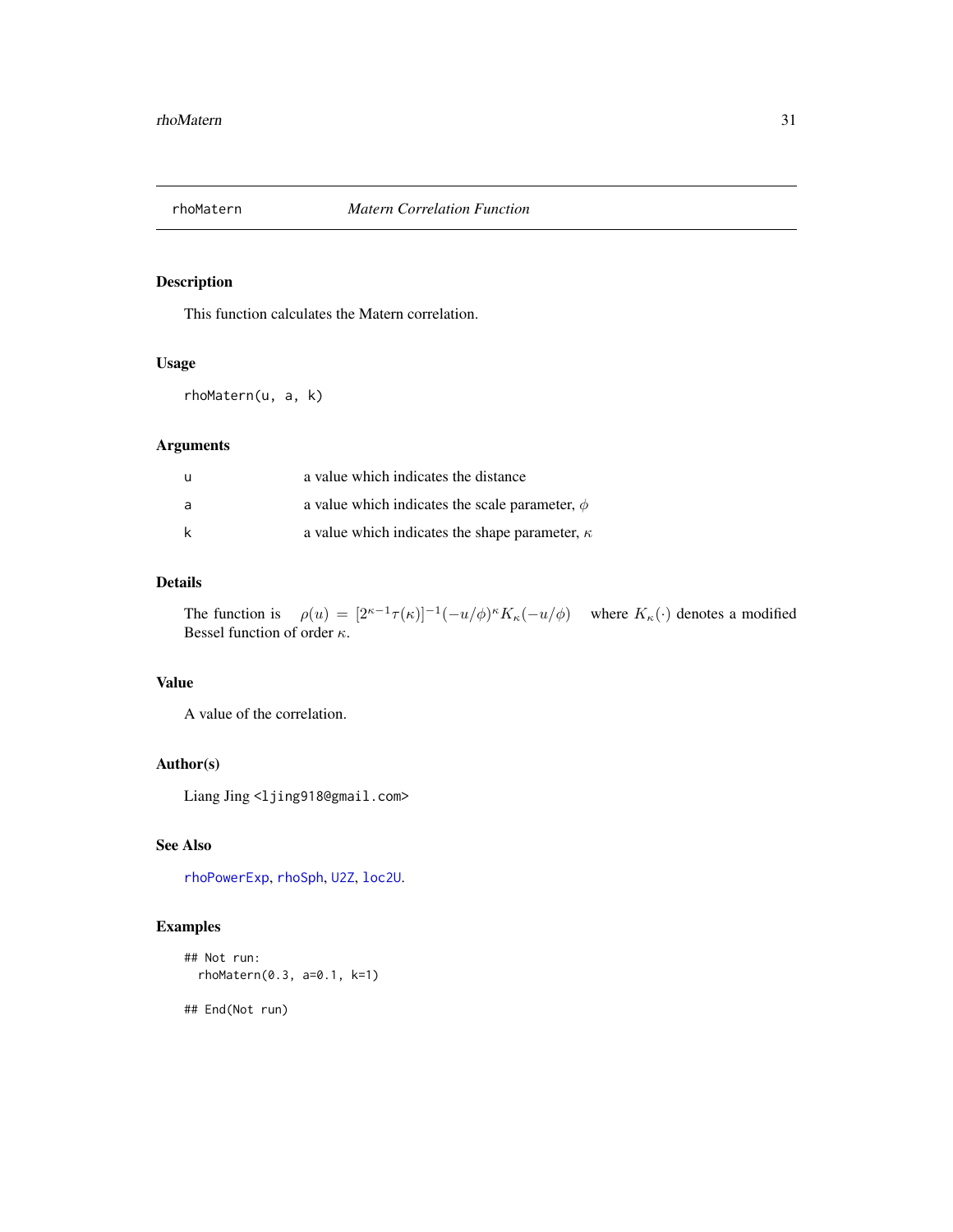## rhoMatern — *Matern Correlation Function*

### Description

This function calculates the Matern correlation.

### Usage

```
rhoMatern(u, a, k)
```

### Arguments

| | |
|---|---|
| `u` | a value which indicates the distance |
| `a` | a value which indicates the scale parameter, $\phi$ |
| `k` | a value which indicates the shape parameter, $\kappa$ |

### Details

The function is $\rho(u) = [2^{\kappa-1}\tau(\kappa)]^{-1}(-u/\phi)^{\kappa}K_{\kappa}(-u/\phi)$ where $K_{\kappa}(\cdot)$ denotes a modified Bessel function of order $\kappa$.

### Value

A value of the correlation.

### Author(s)

Liang Jing <ljing918@gmail.com>

### See Also

`rhoPowerExp`, `rhoSph`, `U2Z`, `loc2U`.

### Examples

```
## Not run:
  rhoMatern(0.3, a=0.1, k=1)

## End(Not run)
```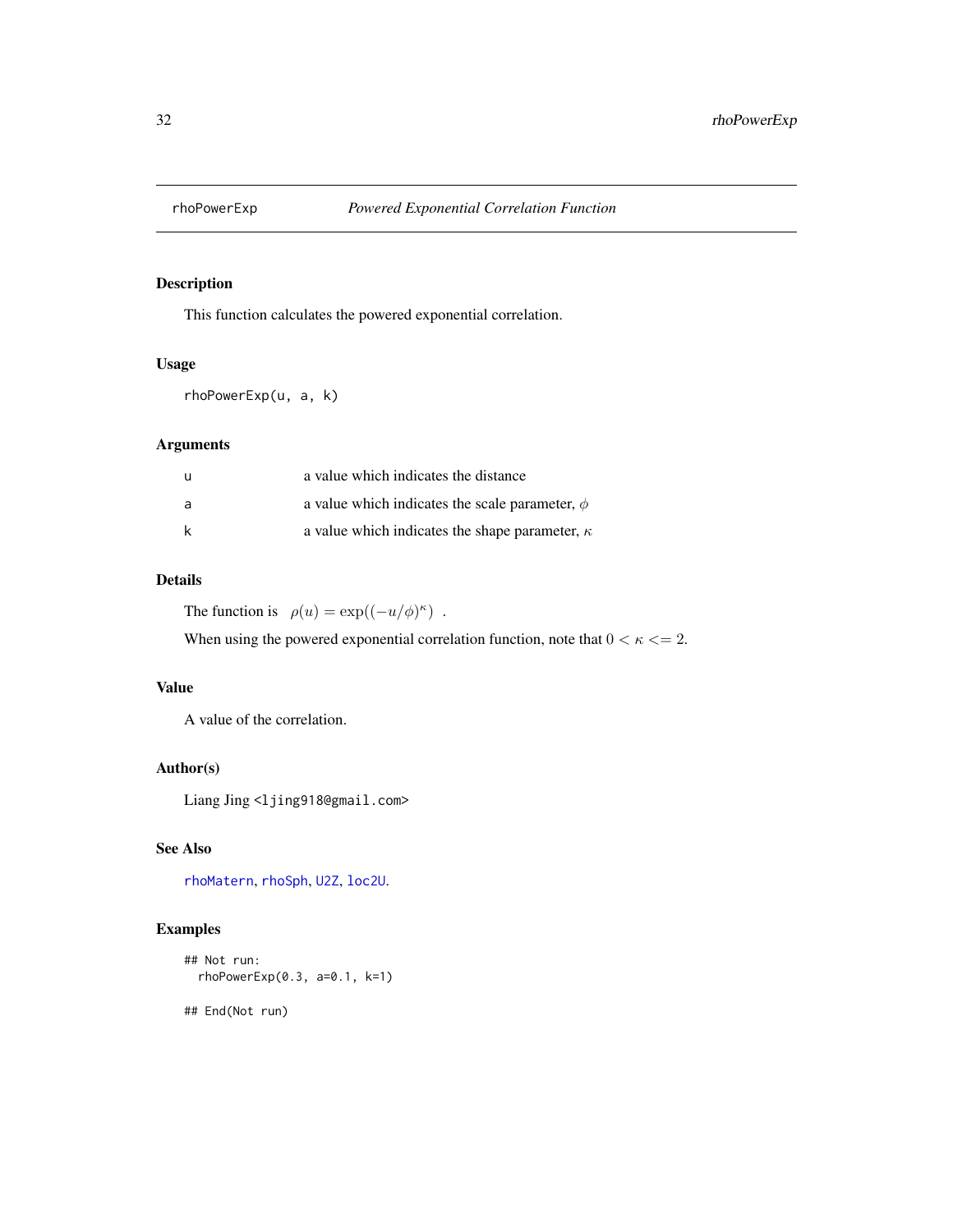# rhoPowerExp — *Powered Exponential Correlation Function*

## Description

This function calculates the powered exponential correlation.

## Usage

```
rhoPowerExp(u, a, k)
```

## Arguments

| | |
|---|---|
| u | a value which indicates the distance |
| a | a value which indicates the scale parameter, $\phi$ |
| k | a value which indicates the shape parameter, $\kappa$ |

## Details

The function is $\rho(u) = \exp((-u/\phi)^\kappa)$ .

When using the powered exponential correlation function, note that $0 < \kappa <= 2$.

## Value

A value of the correlation.

## Author(s)

Liang Jing <ljing918@gmail.com>

## See Also

rhoMatern, rhoSph, U2Z, loc2U.

## Examples

```
## Not run:
  rhoPowerExp(0.3, a=0.1, k=1)

## End(Not run)
```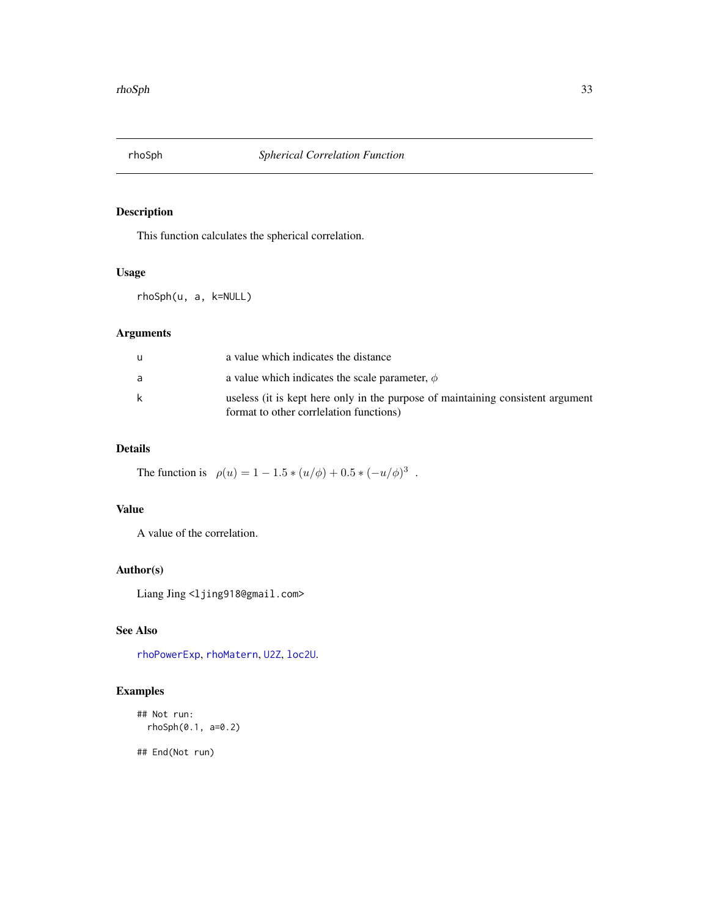# rhoSph — *Spherical Correlation Function*

## Description

This function calculates the spherical correlation.

## Usage

```
rhoSph(u, a, k=NULL)
```

## Arguments

| | |
|---|---|
| u | a value which indicates the distance |
| a | a value which indicates the scale parameter, $\phi$ |
| k | useless (it is kept here only in the purpose of maintaining consistent argument format to other corrlelation functions) |

## Details

The function is $\rho(u) = 1 - 1.5 * (u/\phi) + 0.5 * (-u/\phi)^3$ .

## Value

A value of the correlation.

## Author(s)

Liang Jing <ljing918@gmail.com>

## See Also

rhoPowerExp, rhoMatern, U2Z, loc2U.

## Examples

```
## Not run:
  rhoSph(0.1, a=0.2)

## End(Not run)
```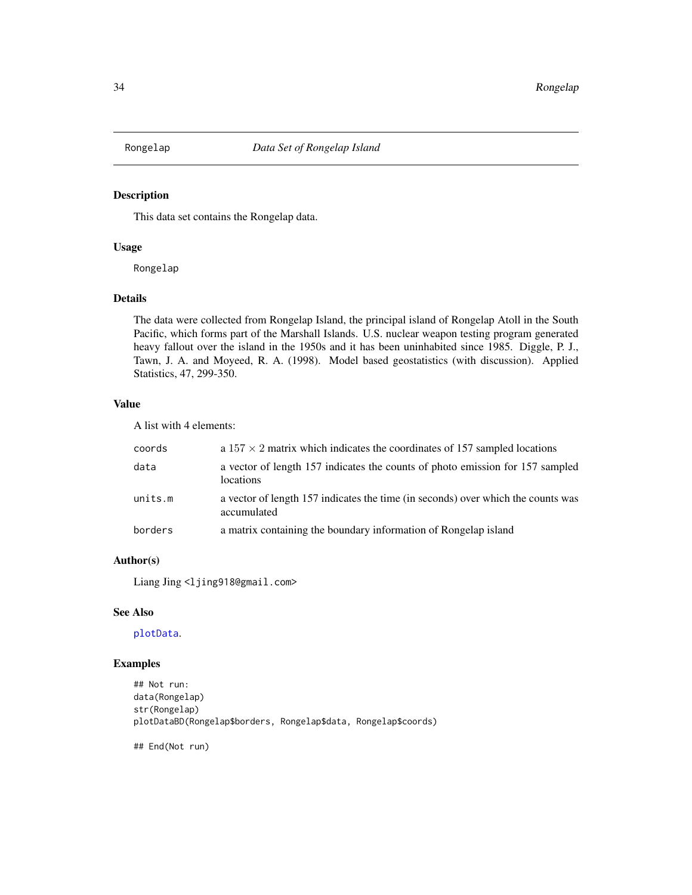## Rongelap — *Data Set of Rongelap Island*

### Description

This data set contains the Rongelap data.

### Usage

```
Rongelap
```

### Details

The data were collected from Rongelap Island, the principal island of Rongelap Atoll in the South Pacific, which forms part of the Marshall Islands. U.S. nuclear weapon testing program generated heavy fallout over the island in the 1950s and it has been uninhabited since 1985. Diggle, P. J., Tawn, J. A. and Moyeed, R. A. (1998). Model based geostatistics (with discussion). Applied Statistics, 47, 299-350.

### Value

A list with 4 elements:

| | |
|---|---|
| `coords` | a $157 \times 2$ matrix which indicates the coordinates of 157 sampled locations |
| `data` | a vector of length 157 indicates the counts of photo emission for 157 sampled locations |
| `units.m` | a vector of length 157 indicates the time (in seconds) over which the counts was accumulated |
| `borders` | a matrix containing the boundary information of Rongelap island |

### Author(s)

Liang Jing <ljing918@gmail.com>

### See Also

`plotData`.

### Examples

```
## Not run:
data(Rongelap)
str(Rongelap)
plotDataBD(Rongelap$borders, Rongelap$data, Rongelap$coords)

## End(Not run)
```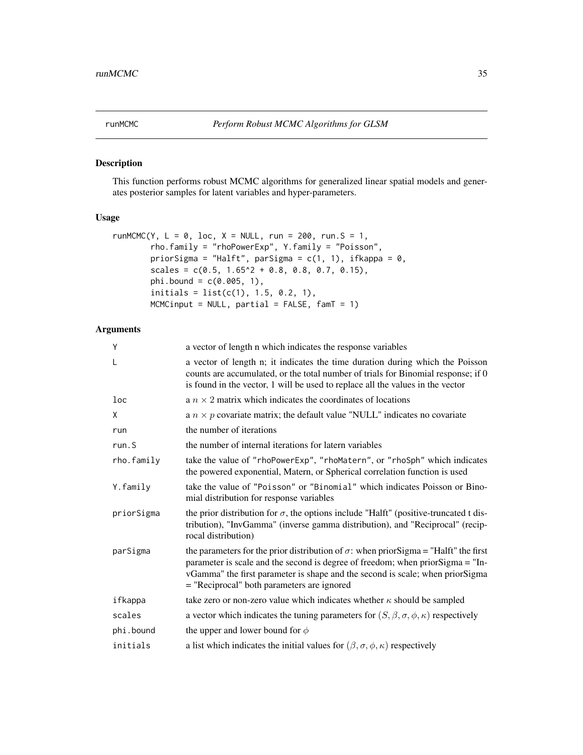runMCMC *Perform Robust MCMC Algorithms for GLSM*

## Description

This function performs robust MCMC algorithms for generalized linear spatial models and generates posterior samples for latent variables and hyper-parameters.

## Usage

```
runMCMC(Y, L = 0, loc, X = NULL, run = 200, run.S = 1,
        rho.family = "rhoPowerExp", Y.family = "Poisson",
        priorSigma = "Halft", parSigma = c(1, 1), ifkappa = 0,
        scales = c(0.5, 1.65^2 + 0.8, 0.8, 0.7, 0.15),
        phi.bound = c(0.005, 1),
        initials = list(c(1), 1.5, 0.2, 1),
        MCMCinput = NULL, partial = FALSE, famT = 1)
```

## Arguments

| | |
|---|---|
| Y | a vector of length n which indicates the response variables |
| L | a vector of length n; it indicates the time duration during which the Poisson counts are accumulated, or the total number of trials for Binomial response; if 0 is found in the vector, 1 will be used to replace all the values in the vector |
| loc | a $n \times 2$ matrix which indicates the coordinates of locations |
| X | a $n \times p$ covariate matrix; the default value "NULL" indicates no covariate |
| run | the number of iterations |
| run.S | the number of internal iterations for latern variables |
| rho.family | take the value of "rhoPowerExp", "rhoMatern", or "rhoSph" which indicates the powered exponential, Matern, or Spherical correlation function is used |
| Y.family | take the value of "Poisson" or "Binomial" which indicates Poisson or Binomial distribution for response variables |
| priorSigma | the prior distribution for $\sigma$, the options include "Halft" (positive-truncated t distribution), "InvGamma" (inverse gamma distribution), and "Reciprocal" (reciprocal distribution) |
| parSigma | the parameters for the prior distribution of $\sigma$: when priorSigma = "Halft" the first parameter is scale and the second is degree of freedom; when priorSigma = "InvGamma" the first parameter is shape and the second is scale; when priorSigma = "Reciprocal" both parameters are ignored |
| ifkappa | take zero or non-zero value which indicates whether $\kappa$ should be sampled |
| scales | a vector which indicates the tuning parameters for $(S, \beta, \sigma, \phi, \kappa)$ respectively |
| phi.bound | the upper and lower bound for $\phi$ |
| initials | a list which indicates the initial values for $(\beta, \sigma, \phi, \kappa)$ respectively |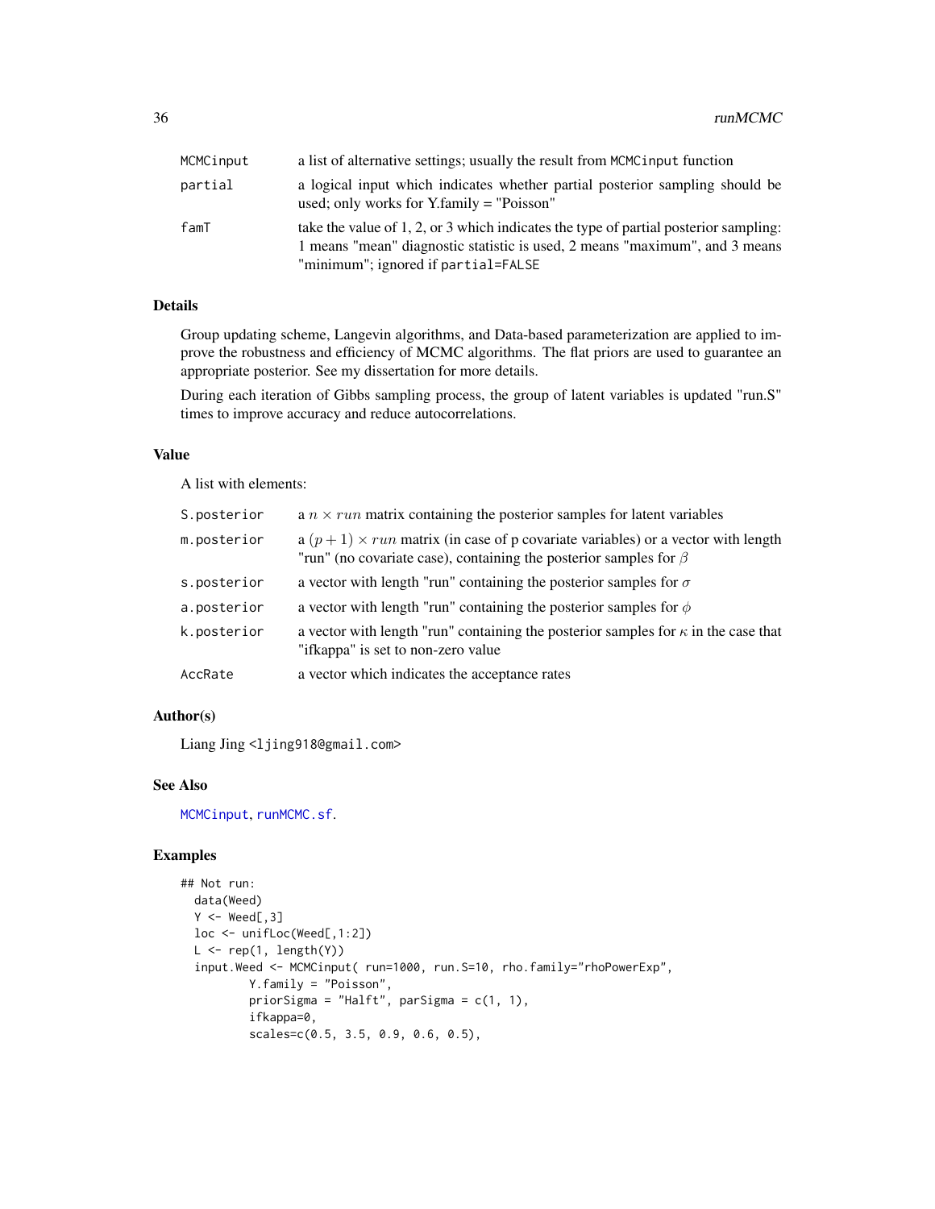| | |
|---|---|
| MCMCinput | a list of alternative settings; usually the result from MCMCinput function |
| partial | a logical input which indicates whether partial posterior sampling should be used; only works for Y.family = "Poisson" |
| famT | take the value of 1, 2, or 3 which indicates the type of partial posterior sampling: 1 means "mean" diagnostic statistic is used, 2 means "maximum", and 3 means "minimum"; ignored if partial=FALSE |

### Details

Group updating scheme, Langevin algorithms, and Data-based parameterization are applied to improve the robustness and efficiency of MCMC algorithms. The flat priors are used to guarantee an appropriate posterior. See my dissertation for more details.

During each iteration of Gibbs sampling process, the group of latent variables is updated "run.S" times to improve accuracy and reduce autocorrelations.

### Value

A list with elements:

| | |
|---|---|
| S.posterior | a $n \times run$ matrix containing the posterior samples for latent variables |
| m.posterior | a $(p+1) \times run$ matrix (in case of p covariate variables) or a vector with length "run" (no covariate case), containing the posterior samples for $\beta$ |
| s.posterior | a vector with length "run" containing the posterior samples for $\sigma$ |
| a.posterior | a vector with length "run" containing the posterior samples for $\phi$ |
| k.posterior | a vector with length "run" containing the posterior samples for $\kappa$ in the case that "ifkappa" is set to non-zero value |
| AccRate | a vector which indicates the acceptance rates |

### Author(s)

Liang Jing <ljing918@gmail.com>

### See Also

MCMCinput, runMCMC.sf.

### Examples

```
## Not run:
  data(Weed)
  Y <- Weed[,3]
  loc <- unifLoc(Weed[,1:2])
  L <- rep(1, length(Y))
  input.Weed <- MCMCinput( run=1000, run.S=10, rho.family="rhoPowerExp",
          Y.family = "Poisson",
          priorSigma = "Halft", parSigma = c(1, 1),
          ifkappa=0,
          scales=c(0.5, 3.5, 0.9, 0.6, 0.5),
```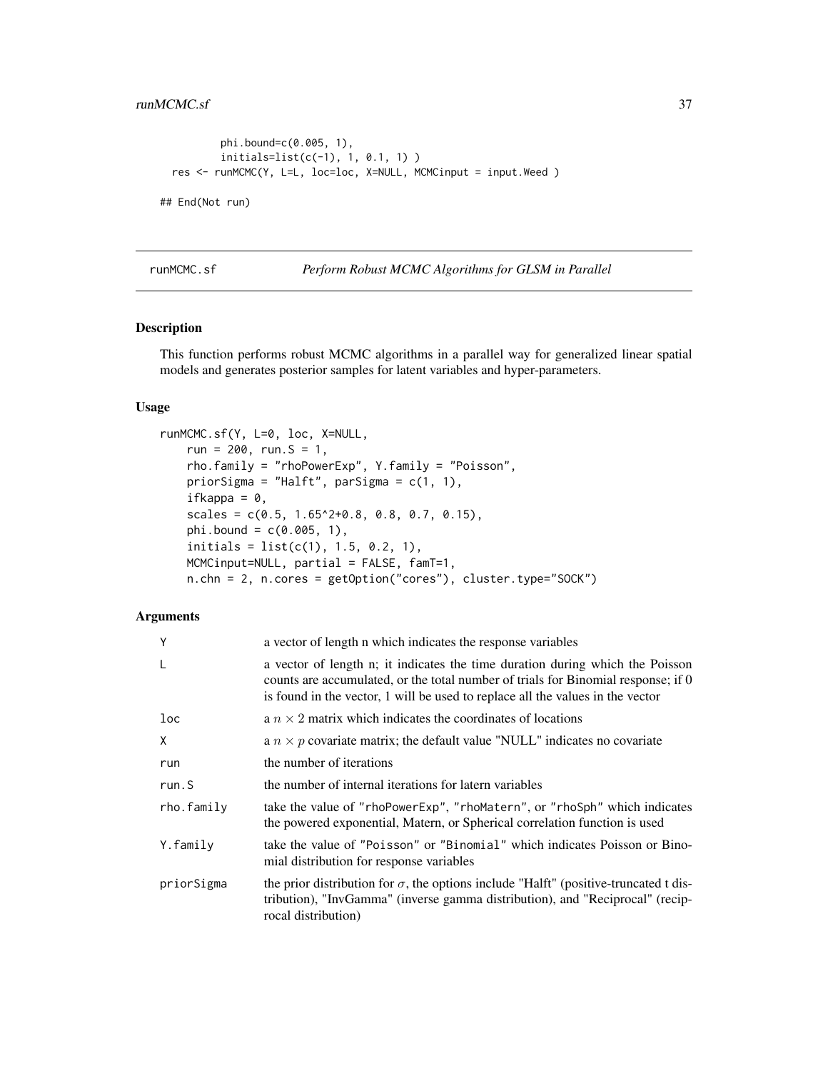```
          phi.bound=c(0.005, 1),
          initials=list(c(-1), 1, 0.1, 1) )
  res <- runMCMC(Y, L=L, loc=loc, X=NULL, MCMCinput = input.Weed )

## End(Not run)
```

## runMCMC.sf *Perform Robust MCMC Algorithms for GLSM in Parallel*

### Description

This function performs robust MCMC algorithms in a parallel way for generalized linear spatial models and generates posterior samples for latent variables and hyper-parameters.

### Usage

```
runMCMC.sf(Y, L=0, loc, X=NULL,
    run = 200, run.S = 1,
    rho.family = "rhoPowerExp", Y.family = "Poisson",
    priorSigma = "Halft", parSigma = c(1, 1),
    ifkappa = 0,
    scales = c(0.5, 1.65^2+0.8, 0.8, 0.7, 0.15),
    phi.bound = c(0.005, 1),
    initials = list(c(1), 1.5, 0.2, 1),
    MCMCinput=NULL, partial = FALSE, famT=1,
    n.chn = 2, n.cores = getOption("cores"), cluster.type="SOCK")
```

### Arguments

| | |
|---|---|
| Y | a vector of length n which indicates the response variables |
| L | a vector of length n; it indicates the time duration during which the Poisson counts are accumulated, or the total number of trials for Binomial response; if 0 is found in the vector, 1 will be used to replace all the values in the vector |
| loc | a $n \times 2$ matrix which indicates the coordinates of locations |
| X | a $n \times p$ covariate matrix; the default value "NULL" indicates no covariate |
| run | the number of iterations |
| run.S | the number of internal iterations for latern variables |
| rho.family | take the value of "rhoPowerExp", "rhoMatern", or "rhoSph" which indicates the powered exponential, Matern, or Spherical correlation function is used |
| Y.family | take the value of "Poisson" or "Binomial" which indicates Poisson or Binomial distribution for response variables |
| priorSigma | the prior distribution for $\sigma$, the options include "Halft" (positive-truncated t distribution), "InvGamma" (inverse gamma distribution), and "Reciprocal" (reciprocal distribution) |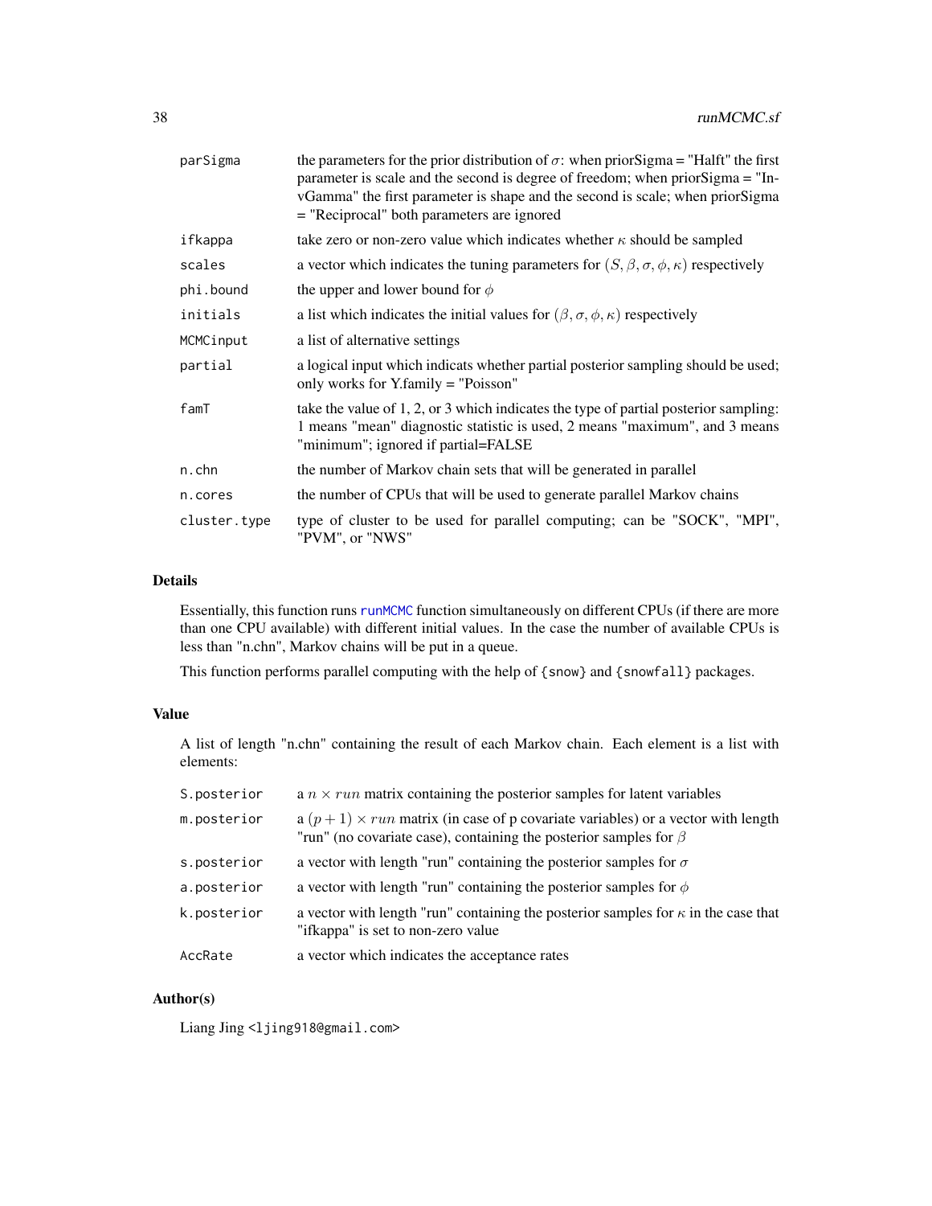| | |
|---|---|
| parSigma | the parameters for the prior distribution of $\sigma$: when priorSigma = "Halft" the first parameter is scale and the second is degree of freedom; when priorSigma = "InvGamma" the first parameter is shape and the second is scale; when priorSigma = "Reciprocal" both parameters are ignored |
| ifkappa | take zero or non-zero value which indicates whether $\kappa$ should be sampled |
| scales | a vector which indicates the tuning parameters for $(S, \beta, \sigma, \phi, \kappa)$ respectively |
| phi.bound | the upper and lower bound for $\phi$ |
| initials | a list which indicates the initial values for $(\beta, \sigma, \phi, \kappa)$ respectively |
| MCMCinput | a list of alternative settings |
| partial | a logical input which indicats whether partial posterior sampling should be used; only works for Y.family = "Poisson" |
| famT | take the value of 1, 2, or 3 which indicates the type of partial posterior sampling: 1 means "mean" diagnostic statistic is used, 2 means "maximum", and 3 means "minimum"; ignored if partial=FALSE |
| n.chn | the number of Markov chain sets that will be generated in parallel |
| n.cores | the number of CPUs that will be used to generate parallel Markov chains |
| cluster.type | type of cluster to be used for parallel computing; can be "SOCK", "MPI", "PVM", or "NWS" |

## Details

Essentially, this function runs runMCMC function simultaneously on different CPUs (if there are more than one CPU available) with different initial values. In the case the number of available CPUs is less than "n.chn", Markov chains will be put in a queue.

This function performs parallel computing with the help of {snow} and {snowfall} packages.

## Value

A list of length "n.chn" containing the result of each Markov chain. Each element is a list with elements:

| | |
|---|---|
| S.posterior | a $n \times run$ matrix containing the posterior samples for latent variables |
| m.posterior | a $(p+1) \times run$ matrix (in case of p covariate variables) or a vector with length "run" (no covariate case), containing the posterior samples for $\beta$ |
| s.posterior | a vector with length "run" containing the posterior samples for $\sigma$ |
| a.posterior | a vector with length "run" containing the posterior samples for $\phi$ |
| k.posterior | a vector with length "run" containing the posterior samples for $\kappa$ in the case that "ifkappa" is set to non-zero value |
| AccRate | a vector which indicates the acceptance rates |

## Author(s)

Liang Jing <ljing918@gmail.com>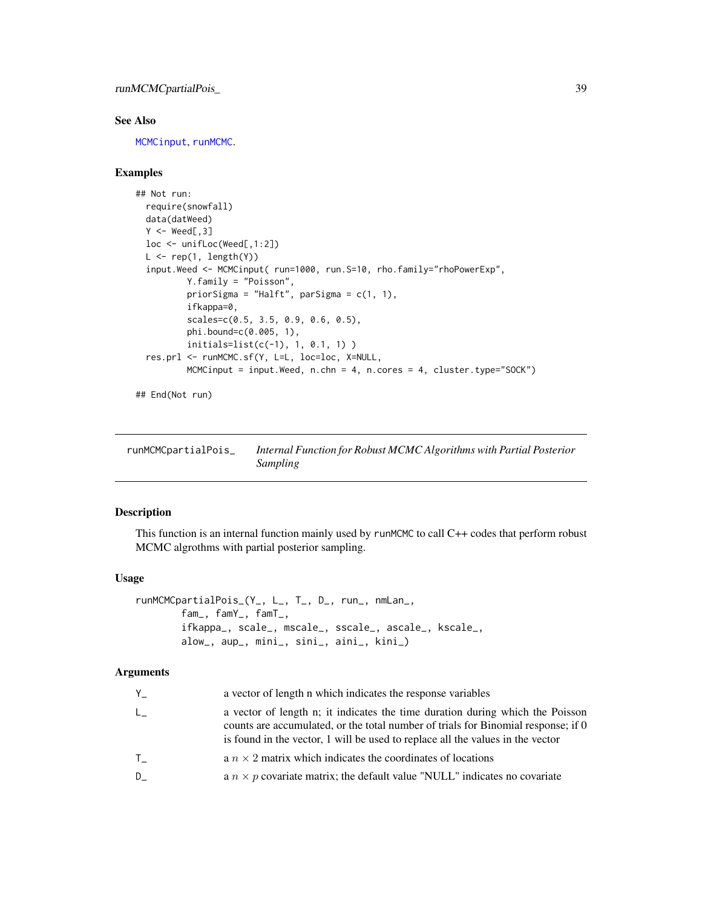## See Also

MCMCinput, runMCMC.

## Examples

```
## Not run:
  require(snowfall)
  data(datWeed)
  Y <- Weed[,3]
  loc <- unifLoc(Weed[,1:2])
  L <- rep(1, length(Y))
  input.Weed <- MCMCinput( run=1000, run.S=10, rho.family="rhoPowerExp",
          Y.family = "Poisson",
          priorSigma = "Halft", parSigma = c(1, 1),
          ifkappa=0,
          scales=c(0.5, 3.5, 0.9, 0.6, 0.5),
          phi.bound=c(0.005, 1),
          initials=list(c(-1), 1, 0.1, 1) )
  res.prl <- runMCMC.sf(Y, L=L, loc=loc, X=NULL,
          MCMCinput = input.Weed, n.chn = 4, n.cores = 4, cluster.type="SOCK")

## End(Not run)
```

---

# runMCMCpartialPois_ *Internal Function for Robust MCMC Algorithms with Partial Posterior Sampling*

## Description

This function is an internal function mainly used by runMCMC to call C++ codes that perform robust MCMC algrothms with partial posterior sampling.

## Usage

```
runMCMCpartialPois_(Y_, L_, T_, D_, run_, nmLan_,
        fam_, famY_, famT_,
        ifkappa_, scale_, mscale_, sscale_, ascale_, kscale_,
        alow_, aup_, mini_, sini_, aini_, kini_)
```

## Arguments

| | |
|---|---|
| Y_ | a vector of length n which indicates the response variables |
| L_ | a vector of length n; it indicates the time duration during which the Poisson counts are accumulated, or the total number of trials for Binomial response; if 0 is found in the vector, 1 will be used to replace all the values in the vector |
| T_ | a $n \times 2$ matrix which indicates the coordinates of locations |
| D_ | a $n \times p$ covariate matrix; the default value "NULL" indicates no covariate |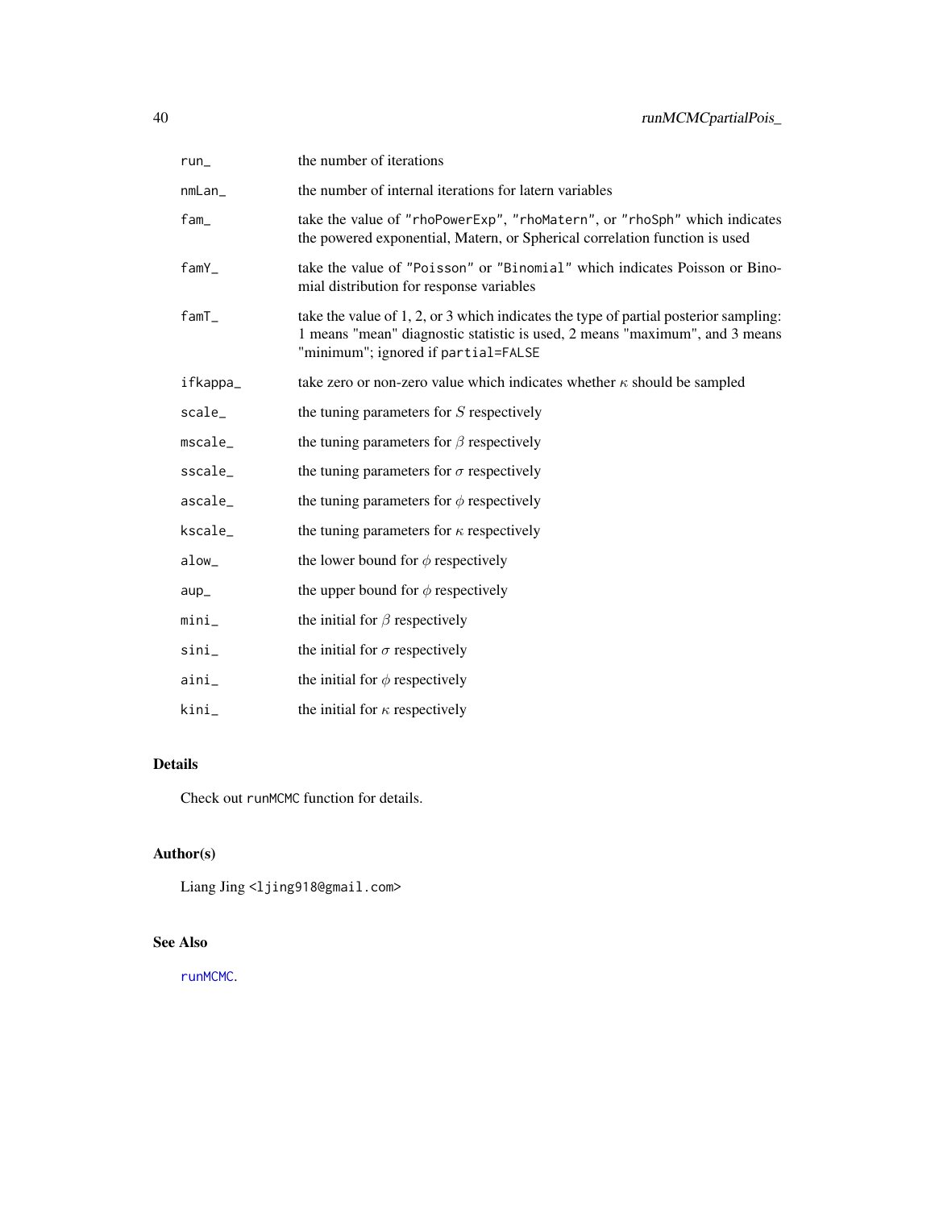| | |
|---|---|
| run_ | the number of iterations |
| nmLan_ | the number of internal iterations for latern variables |
| fam_ | take the value of "rhoPowerExp", "rhoMatern", or "rhoSph" which indicates the powered exponential, Matern, or Spherical correlation function is used |
| famY_ | take the value of "Poisson" or "Binomial" which indicates Poisson or Binomial distribution for response variables |
| famT_ | take the value of 1, 2, or 3 which indicates the type of partial posterior sampling: 1 means "mean" diagnostic statistic is used, 2 means "maximum", and 3 means "minimum"; ignored if partial=FALSE |
| ifkappa_ | take zero or non-zero value which indicates whether $\kappa$ should be sampled |
| scale_ | the tuning parameters for $S$ respectively |
| mscale_ | the tuning parameters for $\beta$ respectively |
| sscale_ | the tuning parameters for $\sigma$ respectively |
| ascale_ | the tuning parameters for $\phi$ respectively |
| kscale_ | the tuning parameters for $\kappa$ respectively |
| alow_ | the lower bound for $\phi$ respectively |
| aup_ | the upper bound for $\phi$ respectively |
| mini_ | the initial for $\beta$ respectively |
| sini_ | the initial for $\sigma$ respectively |
| aini_ | the initial for $\phi$ respectively |
| kini_ | the initial for $\kappa$ respectively |

### Details

Check out runMCMC function for details.

### Author(s)

Liang Jing <ljing918@gmail.com>

### See Also

runMCMC.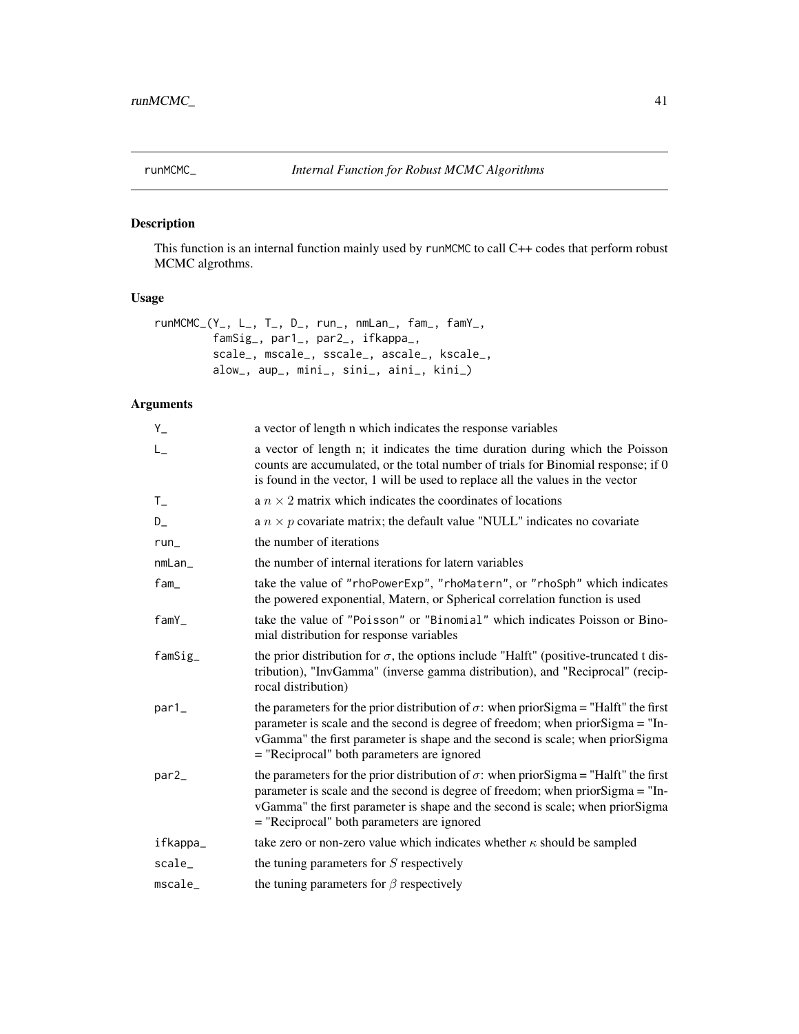runMCMC_ *Internal Function for Robust MCMC Algorithms*

## Description

This function is an internal function mainly used by runMCMC to call C++ codes that perform robust MCMC algrothms.

## Usage

```
runMCMC_(Y_, L_, T_, D_, run_, nmLan_, fam_, famY_,
         famSig_, par1_, par2_, ifkappa_,
         scale_, mscale_, sscale_, ascale_, kscale_,
         alow_, aup_, mini_, sini_, aini_, kini_)
```

## Arguments

| | |
|---|---|
| Y_ | a vector of length n which indicates the response variables |
| L_ | a vector of length n; it indicates the time duration during which the Poisson counts are accumulated, or the total number of trials for Binomial response; if 0 is found in the vector, 1 will be used to replace all the values in the vector |
| T_ | a $n \times 2$ matrix which indicates the coordinates of locations |
| D_ | a $n \times p$ covariate matrix; the default value "NULL" indicates no covariate |
| run_ | the number of iterations |
| nmLan_ | the number of internal iterations for latern variables |
| fam_ | take the value of "rhoPowerExp", "rhoMatern", or "rhoSph" which indicates the powered exponential, Matern, or Spherical correlation function is used |
| famY_ | take the value of "Poisson" or "Binomial" which indicates Poisson or Binomial distribution for response variables |
| famSig_ | the prior distribution for $\sigma$, the options include "Halft" (positive-truncated t distribution), "InvGamma" (inverse gamma distribution), and "Reciprocal" (reciprocal distribution) |
| par1_ | the parameters for the prior distribution of $\sigma$: when priorSigma = "Halft" the first parameter is scale and the second is degree of freedom; when priorSigma = "InvGamma" the first parameter is shape and the second is scale; when priorSigma = "Reciprocal" both parameters are ignored |
| par2_ | the parameters for the prior distribution of $\sigma$: when priorSigma = "Halft" the first parameter is scale and the second is degree of freedom; when priorSigma = "InvGamma" the first parameter is shape and the second is scale; when priorSigma = "Reciprocal" both parameters are ignored |
| ifkappa_ | take zero or non-zero value which indicates whether $\kappa$ should be sampled |
| scale_ | the tuning parameters for $S$ respectively |
| mscale_ | the tuning parameters for $\beta$ respectively |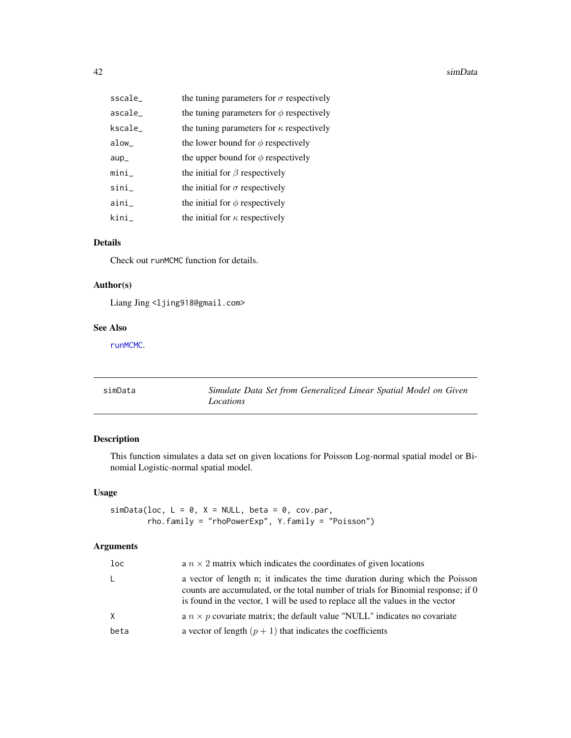| | |
|---|---|
| sscale_ | the tuning parameters for $\sigma$ respectively |
| ascale_ | the tuning parameters for $\phi$ respectively |
| kscale_ | the tuning parameters for $\kappa$ respectively |
| alow_ | the lower bound for $\phi$ respectively |
| aup_ | the upper bound for $\phi$ respectively |
| mini_ | the initial for $\beta$ respectively |
| sini_ | the initial for $\sigma$ respectively |
| aini_ | the initial for $\phi$ respectively |
| kini_ | the initial for $\kappa$ respectively |

### Details

Check out runMCMC function for details.

### Author(s)

Liang Jing <ljing918@gmail.com>

### See Also

runMCMC.

---

## simData — *Simulate Data Set from Generalized Linear Spatial Model on Given Locations*

### Description

This function simulates a data set on given locations for Poisson Log-normal spatial model or Binomial Logistic-normal spatial model.

### Usage

```
simData(loc, L = 0, X = NULL, beta = 0, cov.par,
        rho.family = "rhoPowerExp", Y.family = "Poisson")
```

### Arguments

| | |
|---|---|
| loc | a $n \times 2$ matrix which indicates the coordinates of given locations |
| L | a vector of length n; it indicates the time duration during which the Poisson counts are accumulated, or the total number of trials for Binomial response; if 0 is found in the vector, 1 will be used to replace all the values in the vector |
| X | a $n \times p$ covariate matrix; the default value "NULL" indicates no covariate |
| beta | a vector of length $(p+1)$ that indicates the coefficients |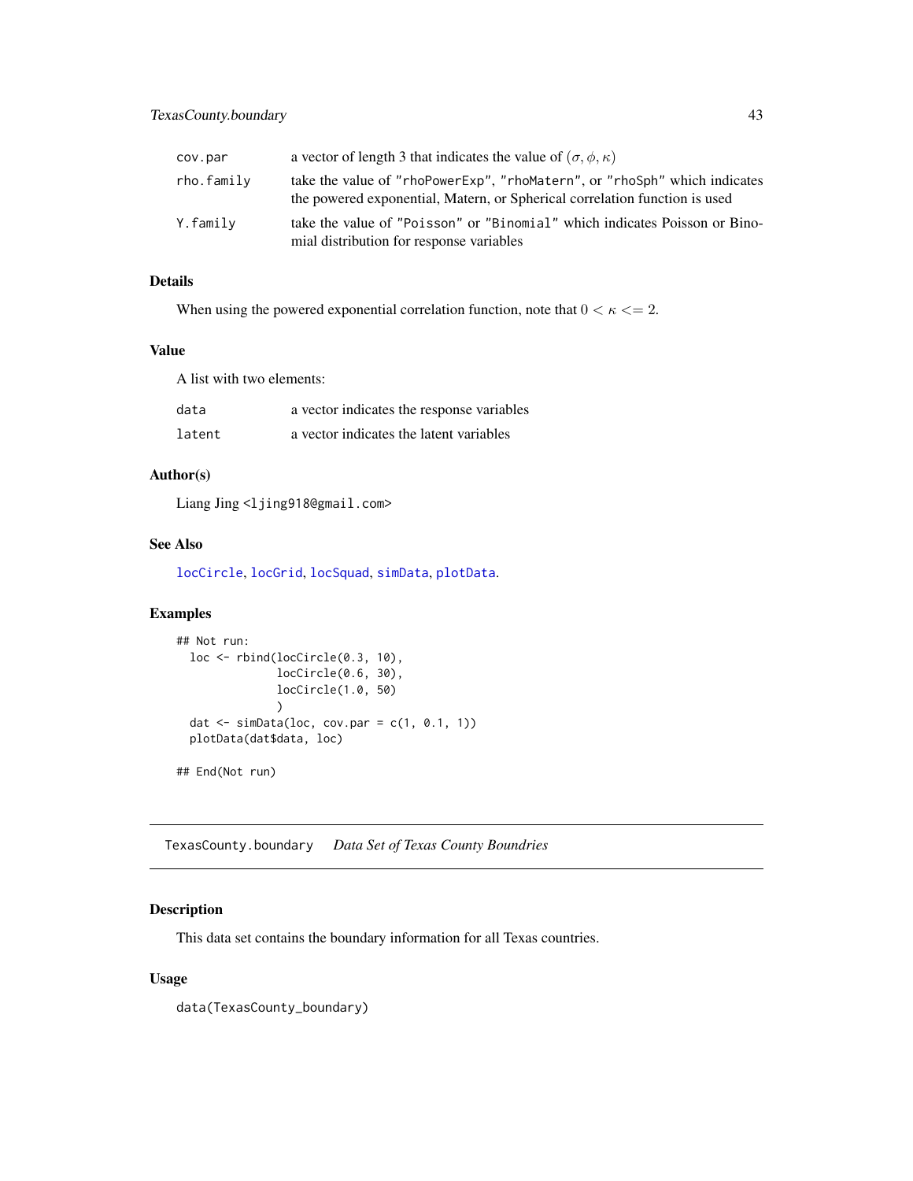| | |
|---|---|
| cov.par | a vector of length 3 that indicates the value of $(\sigma, \phi, \kappa)$ |
| rho.family | take the value of "rhoPowerExp", "rhoMatern", or "rhoSph" which indicates the powered exponential, Matern, or Spherical correlation function is used |
| Y.family | take the value of "Poisson" or "Binomial" which indicates Poisson or Binomial distribution for response variables |

### Details

When using the powered exponential correlation function, note that $0 < \kappa <= 2$.

### Value

A list with two elements:

| | |
|---|---|
| data | a vector indicates the response variables |
| latent | a vector indicates the latent variables |

### Author(s)

Liang Jing <ljing918@gmail.com>

### See Also

locCircle, locGrid, locSquad, simData, plotData.

### Examples

```
## Not run:
  loc <- rbind(locCircle(0.3, 10),
               locCircle(0.6, 30),
               locCircle(1.0, 50)
               )
  dat <- simData(loc, cov.par = c(1, 0.1, 1))
  plotData(dat$data, loc)

## End(Not run)
```

---

## TexasCounty.boundary *Data Set of Texas County Boundries*

### Description

This data set contains the boundary information for all Texas countries.

### Usage

```
data(TexasCounty_boundary)
```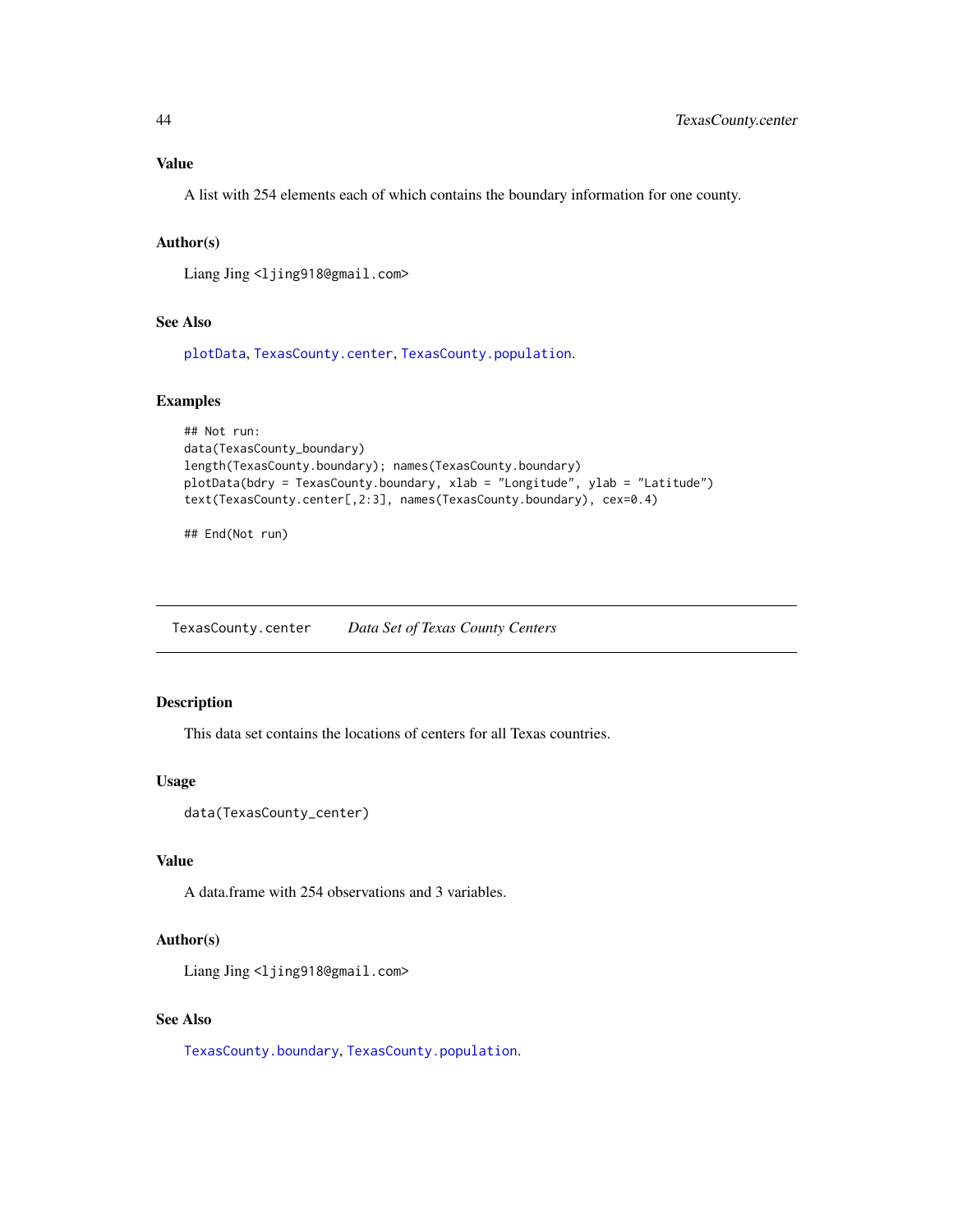### Value

A list with 254 elements each of which contains the boundary information for one county.

### Author(s)

Liang Jing <ljing918@gmail.com>

### See Also

plotData, TexasCounty.center, TexasCounty.population.

### Examples

```
## Not run:
data(TexasCounty_boundary)
length(TexasCounty.boundary); names(TexasCounty.boundary)
plotData(bdry = TexasCounty.boundary, xlab = "Longitude", ylab = "Latitude")
text(TexasCounty.center[,2:3], names(TexasCounty.boundary), cex=0.4)

## End(Not run)
```

---

## TexasCounty.center — *Data Set of Texas County Centers*

### Description

This data set contains the locations of centers for all Texas countries.

### Usage

```
data(TexasCounty_center)
```

### Value

A data.frame with 254 observations and 3 variables.

### Author(s)

Liang Jing <ljing918@gmail.com>

### See Also

TexasCounty.boundary, TexasCounty.population.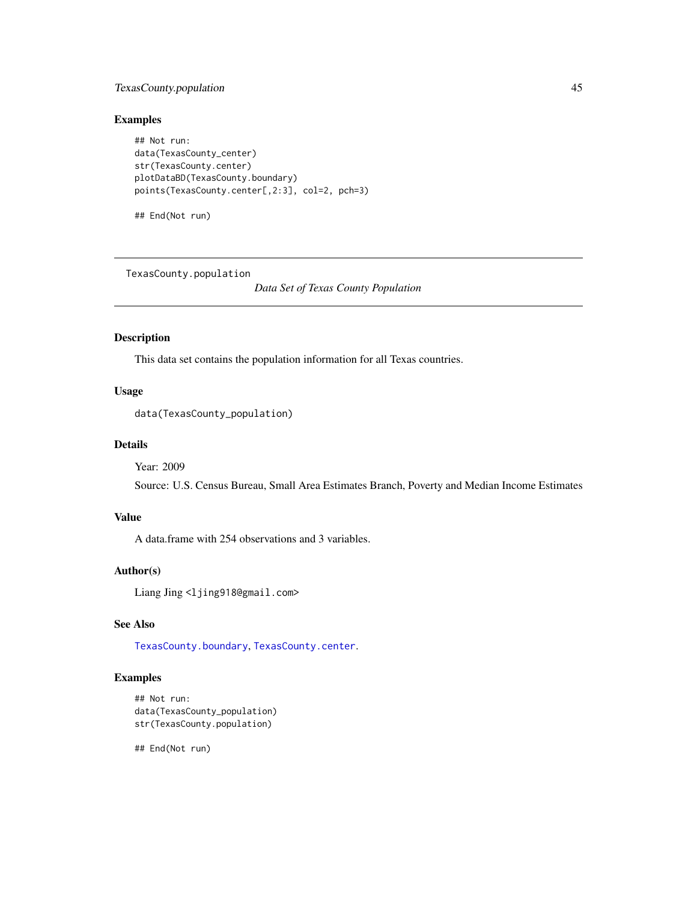## Examples

```
## Not run:
data(TexasCounty_center)
str(TexasCounty.center)
plotDataBD(TexasCounty.boundary)
points(TexasCounty.center[,2:3], col=2, pch=3)

## End(Not run)
```

---

TexasCounty.population *Data Set of Texas County Population*

---

## Description

This data set contains the population information for all Texas countries.

## Usage

```
data(TexasCounty_population)
```

## Details

Year: 2009

Source: U.S. Census Bureau, Small Area Estimates Branch, Poverty and Median Income Estimates

## Value

A data.frame with 254 observations and 3 variables.

## Author(s)

Liang Jing <ljing918@gmail.com>

## See Also

TexasCounty.boundary, TexasCounty.center.

## Examples

```
## Not run:
data(TexasCounty_population)
str(TexasCounty.population)

## End(Not run)
```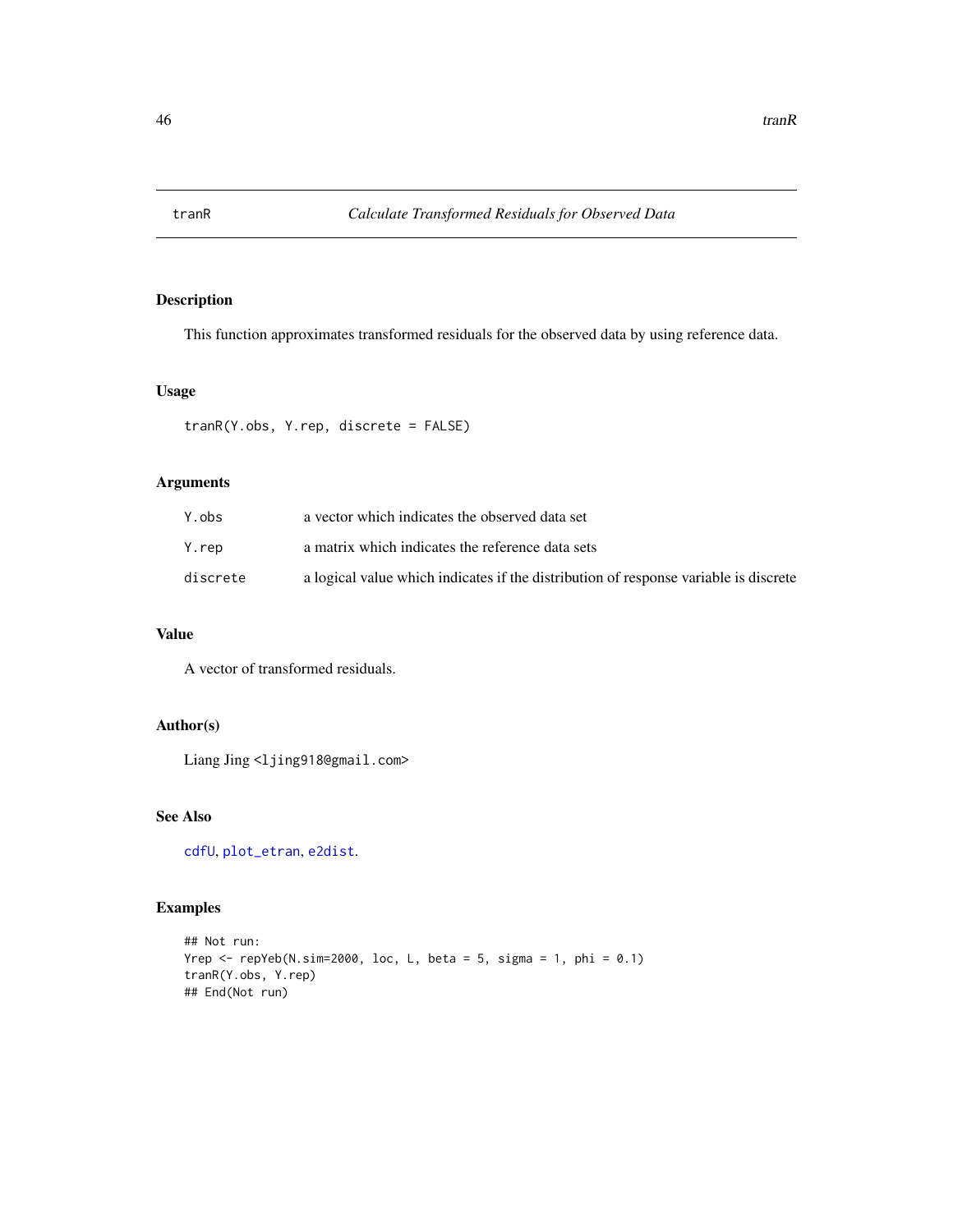# tranR — Calculate Transformed Residuals for Observed Data

## Description

This function approximates transformed residuals for the observed data by using reference data.

## Usage

```
tranR(Y.obs, Y.rep, discrete = FALSE)
```

## Arguments

| | |
|---|---|
| Y.obs | a vector which indicates the observed data set |
| Y.rep | a matrix which indicates the reference data sets |
| discrete | a logical value which indicates if the distribution of response variable is discrete |

## Value

A vector of transformed residuals.

## Author(s)

Liang Jing <ljing918@gmail.com>

## See Also

cdfU, plot_etran, e2dist.

## Examples

```
## Not run:
Yrep <- repYeb(N.sim=2000, loc, L, beta = 5, sigma = 1, phi = 0.1)
tranR(Y.obs, Y.rep)
## End(Not run)
```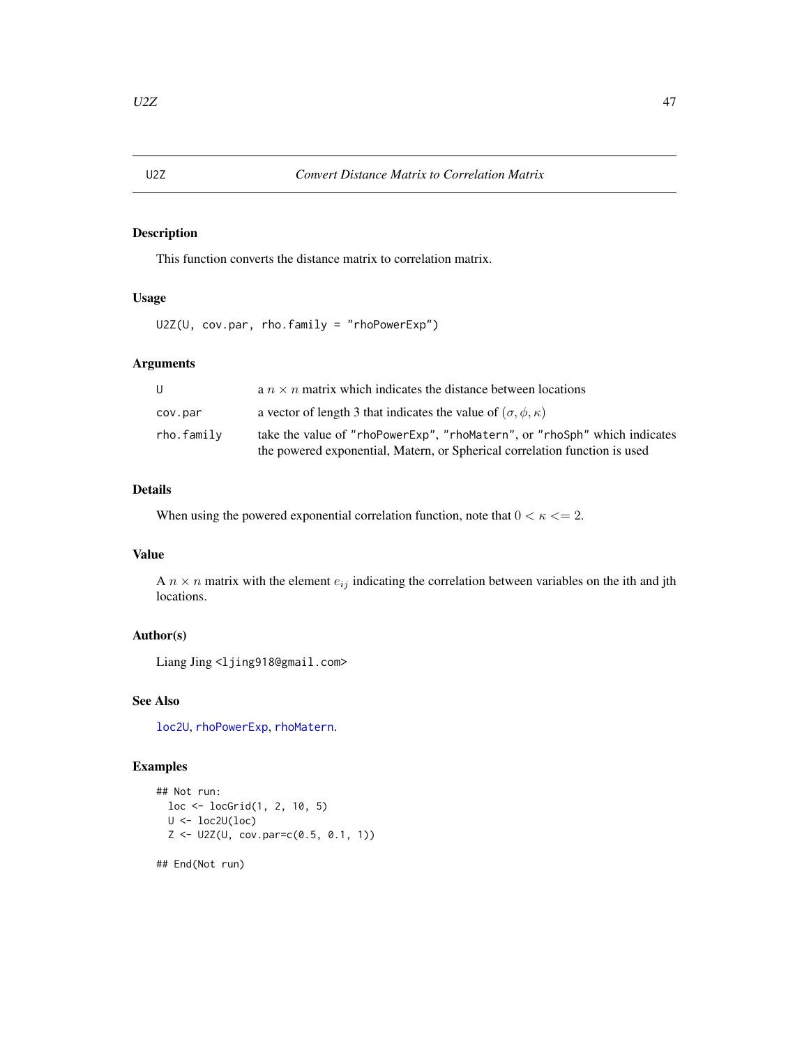U2Z    *Convert Distance Matrix to Correlation Matrix*

## Description

This function converts the distance matrix to correlation matrix.

## Usage

```
U2Z(U, cov.par, rho.family = "rhoPowerExp")
```

## Arguments

| | |
|---|---|
| U | a $n \times n$ matrix which indicates the distance between locations |
| cov.par | a vector of length 3 that indicates the value of $(\sigma, \phi, \kappa)$ |
| rho.family | take the value of "rhoPowerExp", "rhoMatern", or "rhoSph" which indicates the powered exponential, Matern, or Spherical correlation function is used |

## Details

When using the powered exponential correlation function, note that $0 < \kappa <= 2$.

## Value

A $n \times n$ matrix with the element $e_{ij}$ indicating the correlation between variables on the ith and jth locations.

## Author(s)

Liang Jing <ljing918@gmail.com>

## See Also

loc2U, rhoPowerExp, rhoMatern.

## Examples

```
## Not run:
  loc <- locGrid(1, 2, 10, 5)
  U <- loc2U(loc)
  Z <- U2Z(U, cov.par=c(0.5, 0.1, 1))

## End(Not run)
```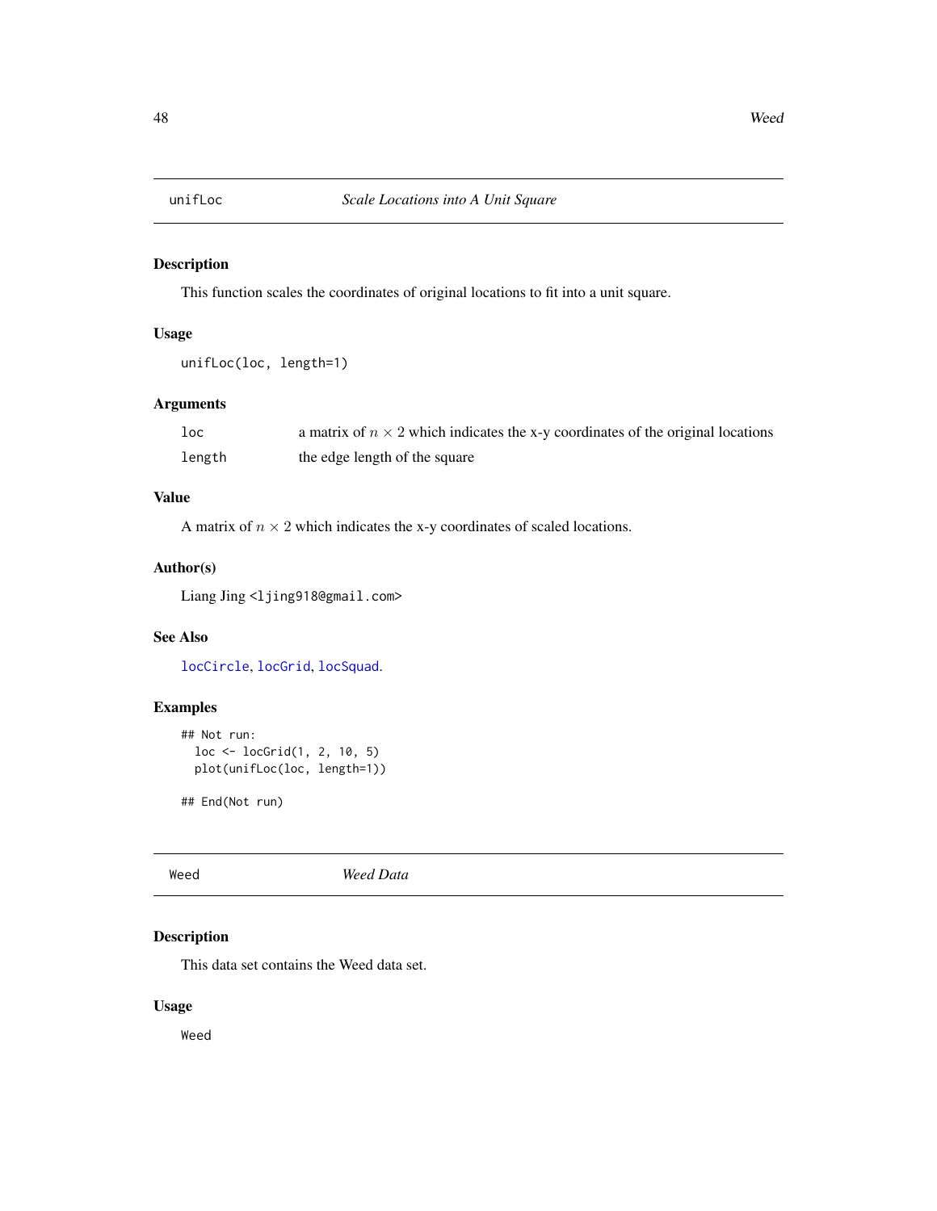## unifLoc — *Scale Locations into A Unit Square*

### Description

This function scales the coordinates of original locations to fit into a unit square.

### Usage

```
unifLoc(loc, length=1)
```

### Arguments

| | |
|---|---|
| `loc` | a matrix of $n \times 2$ which indicates the x-y coordinates of the original locations |
| `length` | the edge length of the square |

### Value

A matrix of $n \times 2$ which indicates the x-y coordinates of scaled locations.

### Author(s)

Liang Jing <ljing918@gmail.com>

### See Also

locCircle, locGrid, locSquad.

### Examples

```
## Not run:
  loc <- locGrid(1, 2, 10, 5)
  plot(unifLoc(loc, length=1))

## End(Not run)
```

## Weed — *Weed Data*

### Description

This data set contains the Weed data set.

### Usage

```
Weed
```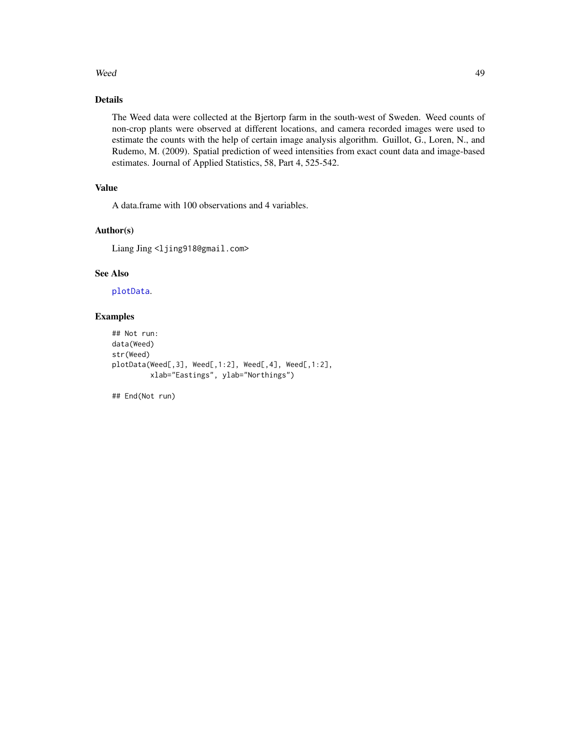## Details

The Weed data were collected at the Bjertorp farm in the south-west of Sweden. Weed counts of non-crop plants were observed at different locations, and camera recorded images were used to estimate the counts with the help of certain image analysis algorithm. Guillot, G., Loren, N., and Rudemo, M. (2009). Spatial prediction of weed intensities from exact count data and image-based estimates. Journal of Applied Statistics, 58, Part 4, 525-542.

## Value

A data.frame with 100 observations and 4 variables.

## Author(s)

Liang Jing <ljing918@gmail.com>

## See Also

plotData.

## Examples

```
## Not run:
data(Weed)
str(Weed)
plotData(Weed[,3], Weed[,1:2], Weed[,4], Weed[,1:2],
         xlab="Eastings", ylab="Northings")

## End(Not run)
```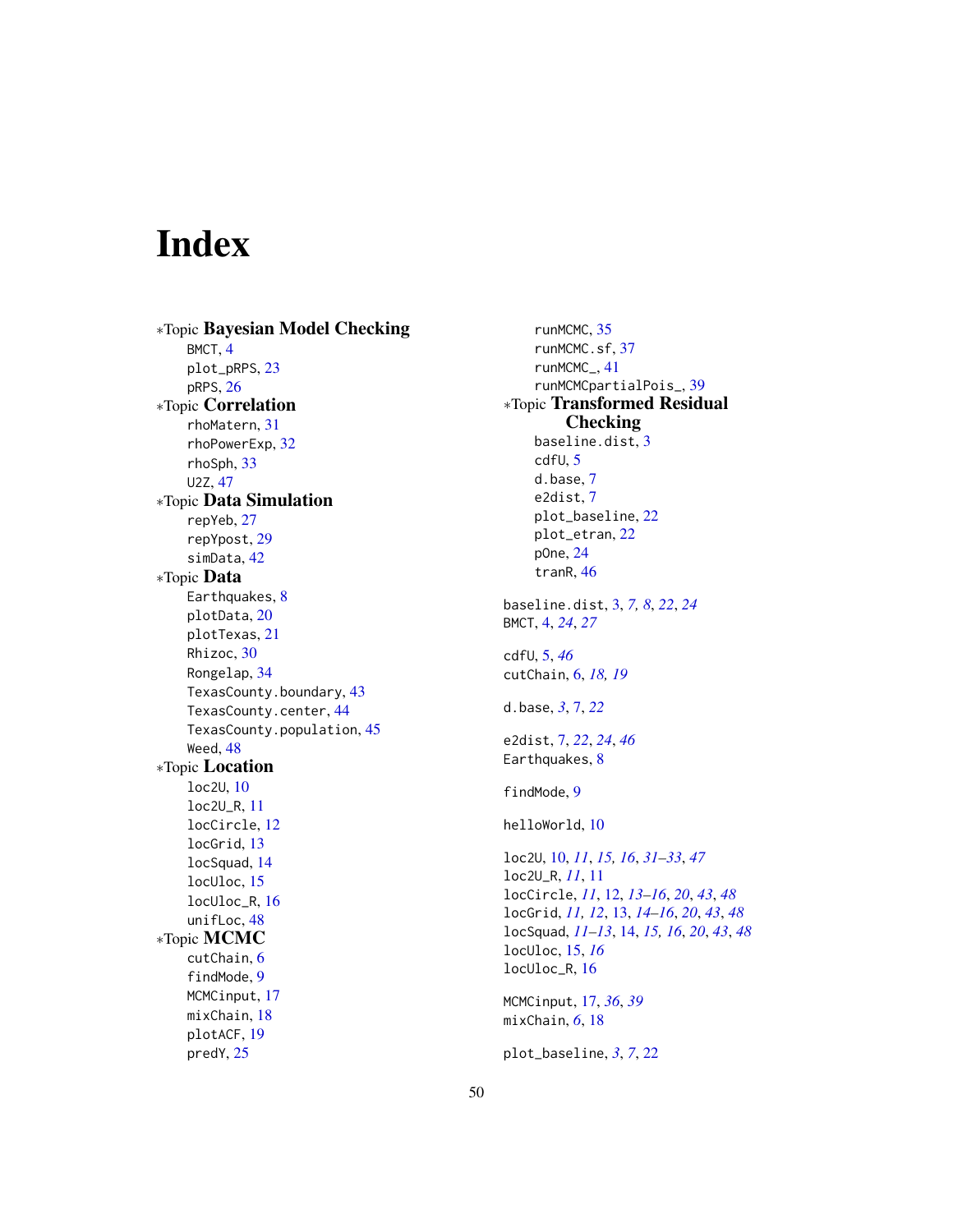# Index

∗Topic **Bayesian Model Checking**
- BMCT, 4
- plot_pRPS, 23
- pRPS, 26

∗Topic **Correlation**
- rhoMatern, 31
- rhoPowerExp, 32
- rhoSph, 33
- U2Z, 47

∗Topic **Data Simulation**
- repYeb, 27
- repYpost, 29
- simData, 42

∗Topic **Data**
- Earthquakes, 8
- plotData, 20
- plotTexas, 21
- Rhizoc, 30
- Rongelap, 34
- TexasCounty.boundary, 43
- TexasCounty.center, 44
- TexasCounty.population, 45
- Weed, 48

∗Topic **Location**
- loc2U, 10
- loc2U_R, 11
- locCircle, 12
- locGrid, 13
- locSquad, 14
- locUloc, 15
- locUloc_R, 16
- unifLoc, 48

∗Topic **MCMC**
- cutChain, 6
- findMode, 9
- MCMCinput, 17
- mixChain, 18
- plotACF, 19
- predY, 25
- runMCMC, 35
- runMCMC.sf, 37
- runMCMC_, 41
- runMCMCpartialPois_, 39

∗Topic **Transformed Residual Checking**
- baseline.dist, 3
- cdfU, 5
- d.base, 7
- e2dist, 7
- plot_baseline, 22
- plot_etran, 22
- pOne, 24
- tranR, 46

baseline.dist, 3, *7, 8*, *22*, *24*
BMCT, 4, *24*, *27*

cdfU, 5, *46*
cutChain, 6, *18, 19*

d.base, *3*, 7, *22*

e2dist, 7, *22*, *24*, *46*
Earthquakes, 8

findMode, 9

helloWorld, 10

loc2U, 10, *11*, *15, 16*, *31–33*, *47*
loc2U_R, *11*, 11
locCircle, *11*, 12, *13–16*, *20*, *43*, *48*
locGrid, *11, 12*, 13, *14–16*, *20*, *43*, *48*
locSquad, *11–13*, 14, *15, 16*, *20*, *43*, *48*
locUloc, 15, *16*
locUloc_R, 16

MCMCinput, 17, *36*, *39*
mixChain, *6*, 18

plot_baseline, *3*, *7*, 22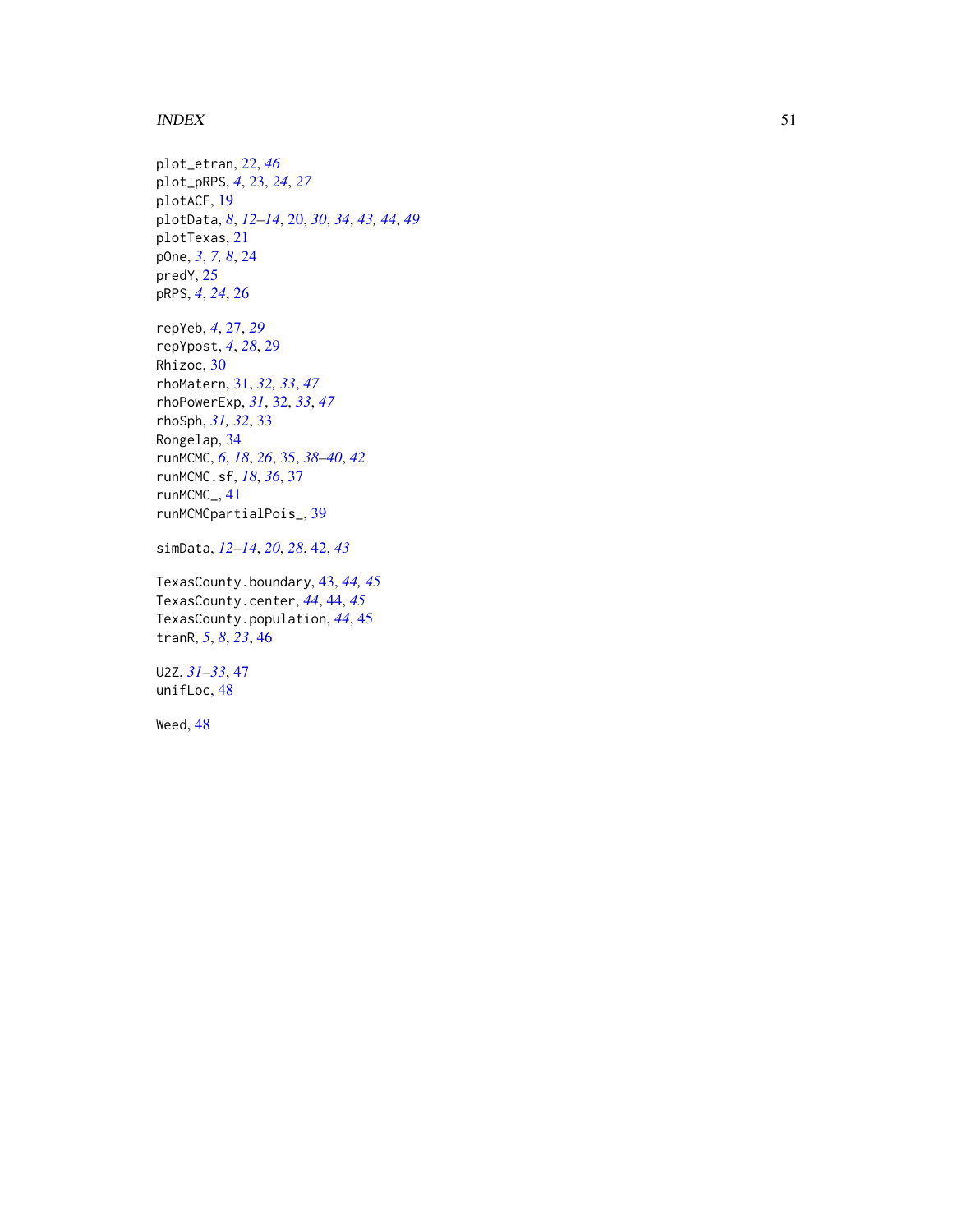plot_etran, 22, *46*
plot_pRPS, *4*, 23, *24*, *27*
plotACF, 19
plotData, *8*, *12–14*, 20, *30*, *34*, *43, 44*, *49*
plotTexas, 21
pOne, *3*, *7, 8*, 24
predY, 25
pRPS, *4*, *24*, 26

repYeb, *4*, 27, *29*
repYpost, *4*, *28*, 29
Rhizoc, 30
rhoMatern, 31, *32, 33*, *47*
rhoPowerExp, *31*, 32, *33*, *47*
rhoSph, *31, 32*, 33
Rongelap, 34
runMCMC, *6*, *18*, *26*, 35, *38–40*, *42*
runMCMC.sf, *18*, *36*, 37
runMCMC_, 41
runMCMCpartialPois_, 39

simData, *12–14*, *20*, *28*, 42, *43*

TexasCounty.boundary, 43, *44, 45*
TexasCounty.center, *44*, 44, *45*
TexasCounty.population, *44*, 45
tranR, *5*, *8*, *23*, 46

U2Z, *31–33*, 47
unifLoc, 48

Weed, 48